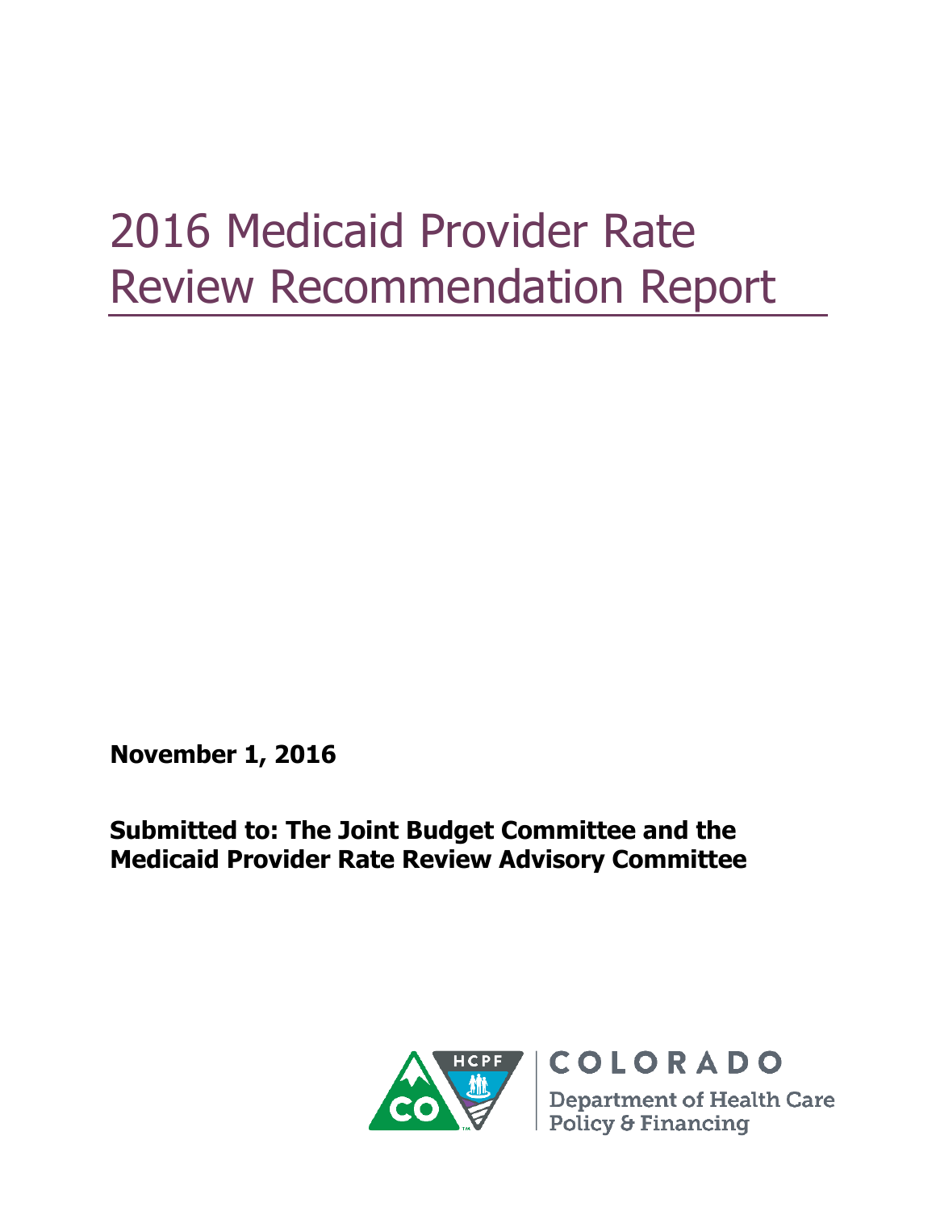# 2016 Medicaid Provider Rate Review Recommendation Report

**November 1, 2016**

**Submitted to: The Joint Budget Committee and the Medicaid Provider Rate Review Advisory Committee**

COLORADO

Department of Health Care Policy & Financing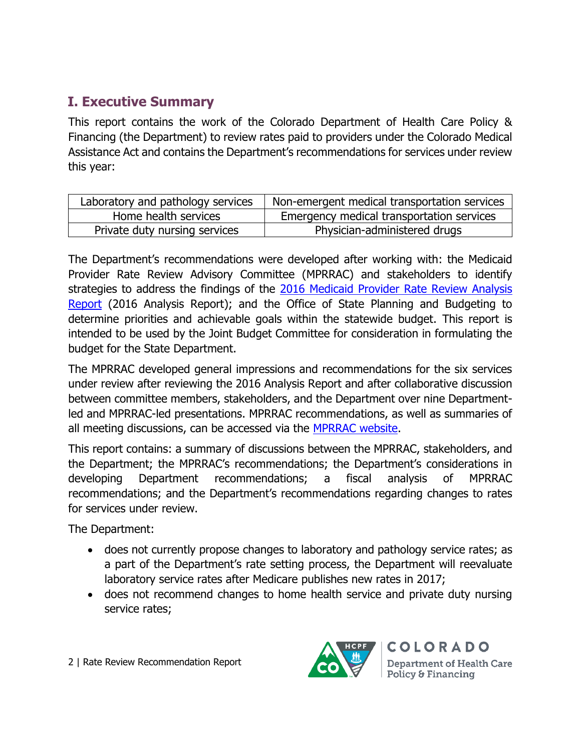## I. Executive Summary

This report contains the work of the Colorado Department of Health Care Policy & Financing (the Department) to review rates paid to providers under the Colorado Medical Assistance Act and contains the Department's recommendations for services under review this year:

| Laboratory and pathology services | Non-emergent medical transportation services |
|---|---|
| Home health services | Emergency medical transportation services |
| Private duty nursing services | Physician-administered drugs |

The Department's recommendations were developed after working with: the Medicaid Provider Rate Review Advisory Committee (MPRRAC) and stakeholders to identify strategies to address the findings of the [2016 Medicaid Provider Rate Review Analysis Report](#) (2016 Analysis Report); and the Office of State Planning and Budgeting to determine priorities and achievable goals within the statewide budget. This report is intended to be used by the Joint Budget Committee for consideration in formulating the budget for the State Department.

The MPRRAC developed general impressions and recommendations for the six services under review after reviewing the 2016 Analysis Report and after collaborative discussion between committee members, stakeholders, and the Department over nine Department-led and MPRRAC-led presentations. MPRRAC recommendations, as well as summaries of all meeting discussions, can be accessed via the [MPRRAC website](#).

This report contains: a summary of discussions between the MPRRAC, stakeholders, and the Department; the MPRRAC's recommendations; the Department's considerations in developing Department recommendations; a fiscal analysis of MPRRAC recommendations; and the Department's recommendations regarding changes to rates for services under review.

The Department:

- does not currently propose changes to laboratory and pathology service rates; as a part of the Department's rate setting process, the Department will reevaluate laboratory service rates after Medicare publishes new rates in 2017;
- does not recommend changes to home health service and private duty nursing service rates;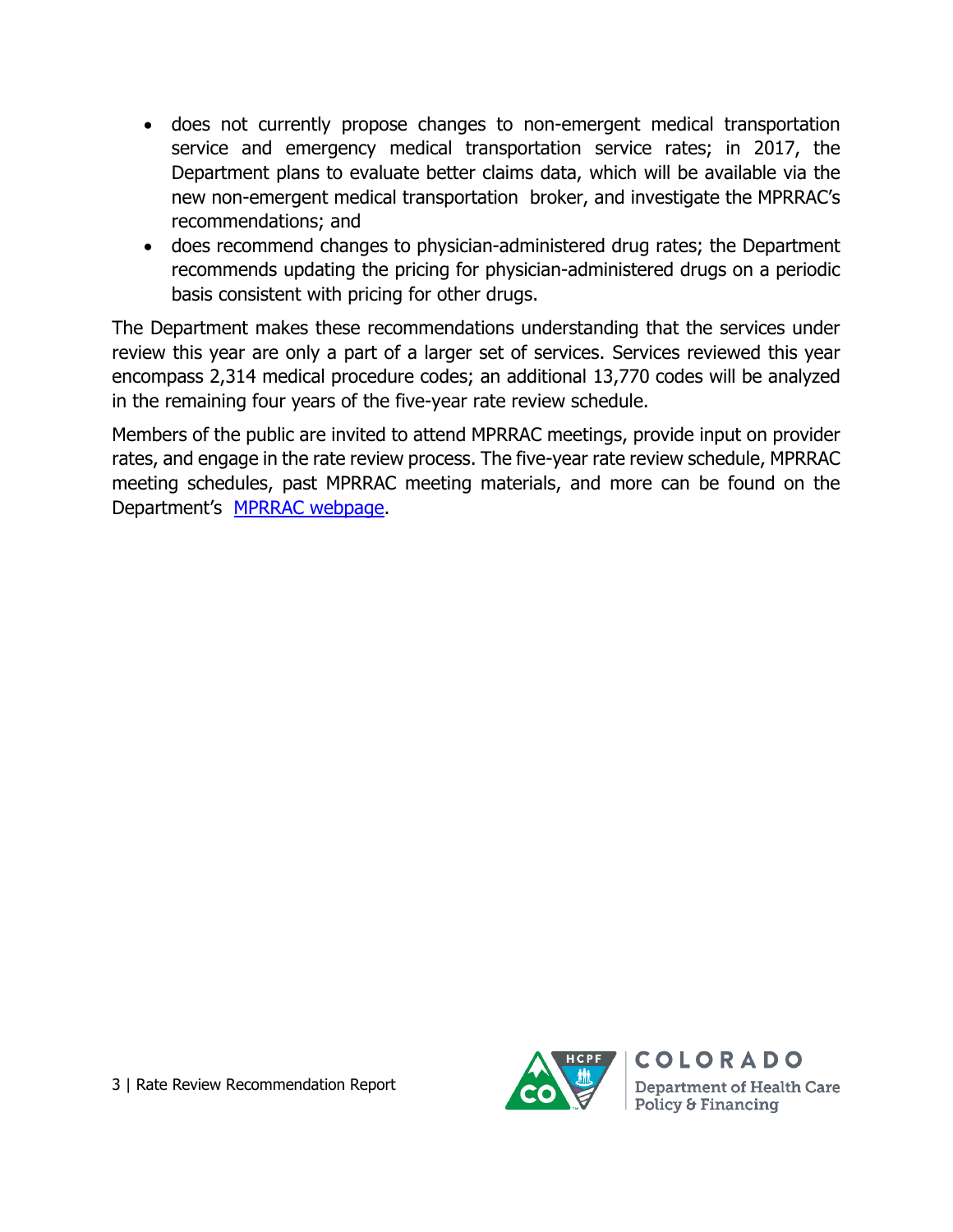- does not currently propose changes to non-emergent medical transportation service and emergency medical transportation service rates; in 2017, the Department plans to evaluate better claims data, which will be available via the new non-emergent medical transportation broker, and investigate the MPRRAC's recommendations; and
- does recommend changes to physician-administered drug rates; the Department recommends updating the pricing for physician-administered drugs on a periodic basis consistent with pricing for other drugs.

The Department makes these recommendations understanding that the services under review this year are only a part of a larger set of services. Services reviewed this year encompass 2,314 medical procedure codes; an additional 13,770 codes will be analyzed in the remaining four years of the five-year rate review schedule.

Members of the public are invited to attend MPRRAC meetings, provide input on provider rates, and engage in the rate review process. The five-year rate review schedule, MPRRAC meeting schedules, past MPRRAC meeting materials, and more can be found on the Department's MPRRAC webpage.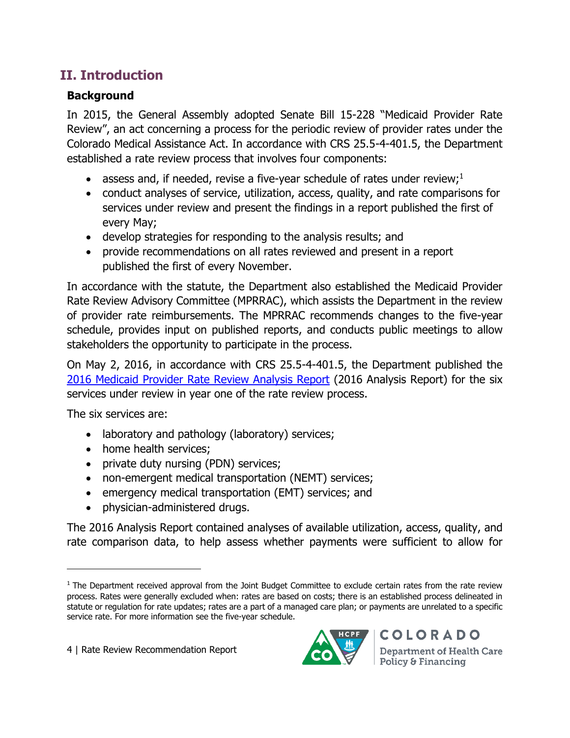## II. Introduction

### Background

In 2015, the General Assembly adopted Senate Bill 15-228 "Medicaid Provider Rate Review", an act concerning a process for the periodic review of provider rates under the Colorado Medical Assistance Act. In accordance with CRS 25.5-4-401.5, the Department established a rate review process that involves four components:

- assess and, if needed, revise a five-year schedule of rates under review;[1]
- conduct analyses of service, utilization, access, quality, and rate comparisons for services under review and present the findings in a report published the first of every May;
- develop strategies for responding to the analysis results; and
- provide recommendations on all rates reviewed and present in a report published the first of every November.

In accordance with the statute, the Department also established the Medicaid Provider Rate Review Advisory Committee (MPRRAC), which assists the Department in the review of provider rate reimbursements. The MPRRAC recommends changes to the five-year schedule, provides input on published reports, and conducts public meetings to allow stakeholders the opportunity to participate in the process.

On May 2, 2016, in accordance with CRS 25.5-4-401.5, the Department published the 2016 Medicaid Provider Rate Review Analysis Report (2016 Analysis Report) for the six services under review in year one of the rate review process.

The six services are:

- laboratory and pathology (laboratory) services;
- home health services;
- private duty nursing (PDN) services;
- non-emergent medical transportation (NEMT) services;
- emergency medical transportation (EMT) services; and
- physician-administered drugs.

The 2016 Analysis Report contained analyses of available utilization, access, quality, and rate comparison data, to help assess whether payments were sufficient to allow for

[1] The Department received approval from the Joint Budget Committee to exclude certain rates from the rate review process. Rates were generally excluded when: rates are based on costs; there is an established process delineated in statute or regulation for rate updates; rates are a part of a managed care plan; or payments are unrelated to a specific service rate. For more information see the five-year schedule.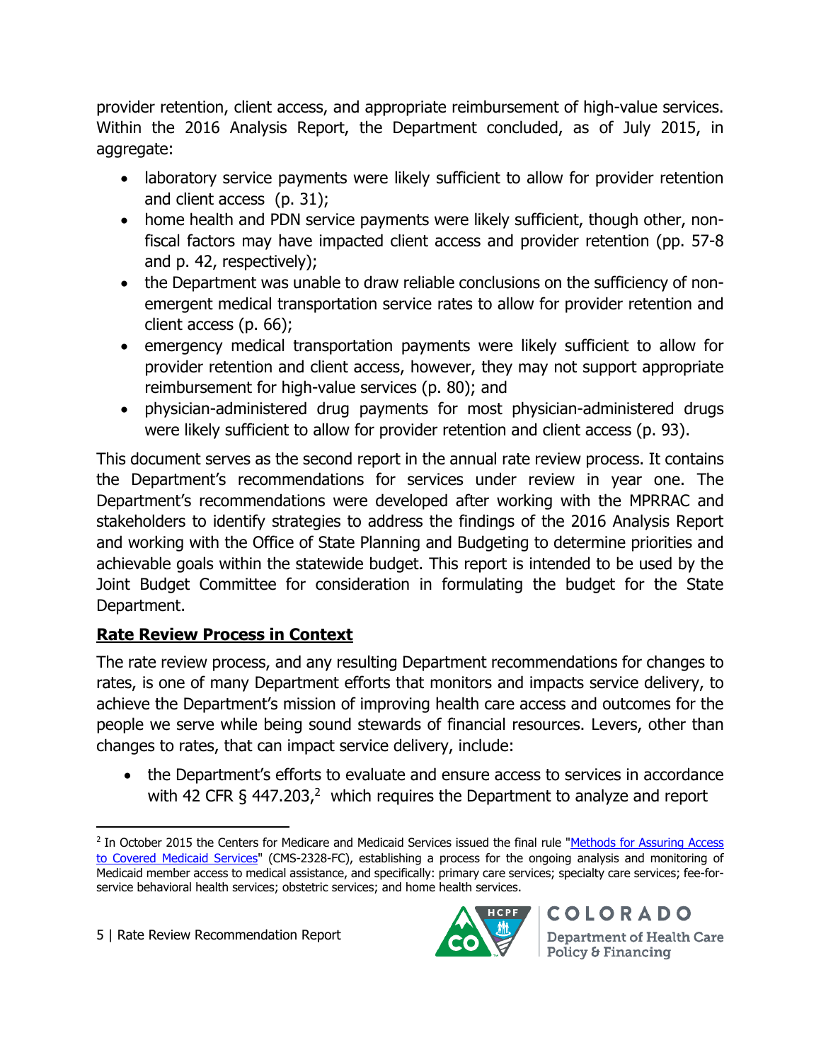provider retention, client access, and appropriate reimbursement of high-value services. Within the 2016 Analysis Report, the Department concluded, as of July 2015, in aggregate:

- laboratory service payments were likely sufficient to allow for provider retention and client access (p. 31);
- home health and PDN service payments were likely sufficient, though other, non-fiscal factors may have impacted client access and provider retention (pp. 57-8 and p. 42, respectively);
- the Department was unable to draw reliable conclusions on the sufficiency of non-emergent medical transportation service rates to allow for provider retention and client access (p. 66);
- emergency medical transportation payments were likely sufficient to allow for provider retention and client access, however, they may not support appropriate reimbursement for high-value services (p. 80); and
- physician-administered drug payments for most physician-administered drugs were likely sufficient to allow for provider retention and client access (p. 93).

This document serves as the second report in the annual rate review process. It contains the Department's recommendations for services under review in year one. The Department's recommendations were developed after working with the MPRRAC and stakeholders to identify strategies to address the findings of the 2016 Analysis Report and working with the Office of State Planning and Budgeting to determine priorities and achievable goals within the statewide budget. This report is intended to be used by the Joint Budget Committee for consideration in formulating the budget for the State Department.

## Rate Review Process in Context

The rate review process, and any resulting Department recommendations for changes to rates, is one of many Department efforts that monitors and impacts service delivery, to achieve the Department's mission of improving health care access and outcomes for the people we serve while being sound stewards of financial resources. Levers, other than changes to rates, that can impact service delivery, include:

- the Department's efforts to evaluate and ensure access to services in accordance with 42 CFR § 447.203,[2] which requires the Department to analyze and report

[2] In October 2015 the Centers for Medicare and Medicaid Services issued the final rule "Methods for Assuring Access to Covered Medicaid Services" (CMS-2328-FC), establishing a process for the ongoing analysis and monitoring of Medicaid member access to medical assistance, and specifically: primary care services; specialty care services; fee-for-service behavioral health services; obstetric services; and home health services.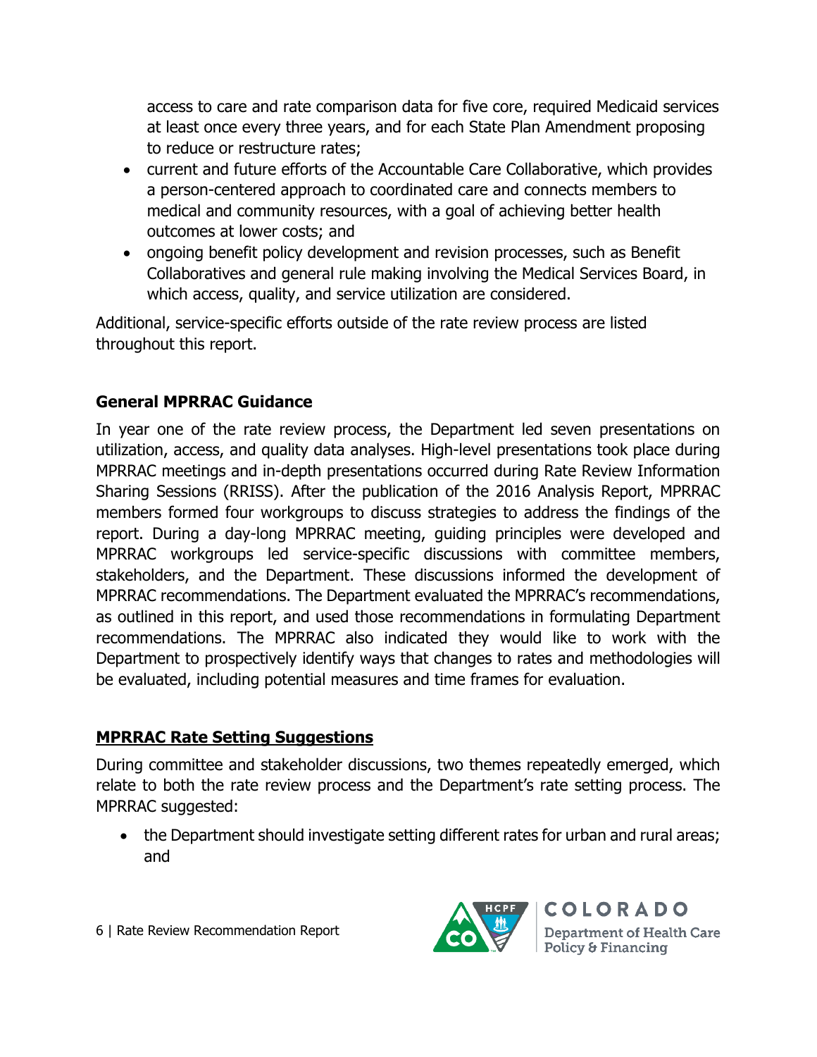access to care and rate comparison data for five core, required Medicaid services at least once every three years, and for each State Plan Amendment proposing to reduce or restructure rates;

- current and future efforts of the Accountable Care Collaborative, which provides a person-centered approach to coordinated care and connects members to medical and community resources, with a goal of achieving better health outcomes at lower costs; and
- ongoing benefit policy development and revision processes, such as Benefit Collaboratives and general rule making involving the Medical Services Board, in which access, quality, and service utilization are considered.

Additional, service-specific efforts outside of the rate review process are listed throughout this report.

**General MPRRAC Guidance**

In year one of the rate review process, the Department led seven presentations on utilization, access, and quality data analyses. High-level presentations took place during MPRRAC meetings and in-depth presentations occurred during Rate Review Information Sharing Sessions (RRISS). After the publication of the 2016 Analysis Report, MPRRAC members formed four workgroups to discuss strategies to address the findings of the report. During a day-long MPRRAC meeting, guiding principles were developed and MPRRAC workgroups led service-specific discussions with committee members, stakeholders, and the Department. These discussions informed the development of MPRRAC recommendations. The Department evaluated the MPRRAC's recommendations, as outlined in this report, and used those recommendations in formulating Department recommendations. The MPRRAC also indicated they would like to work with the Department to prospectively identify ways that changes to rates and methodologies will be evaluated, including potential measures and time frames for evaluation.

**MPRRAC Rate Setting Suggestions**

During committee and stakeholder discussions, two themes repeatedly emerged, which relate to both the rate review process and the Department's rate setting process. The MPRRAC suggested:

- the Department should investigate setting different rates for urban and rural areas; and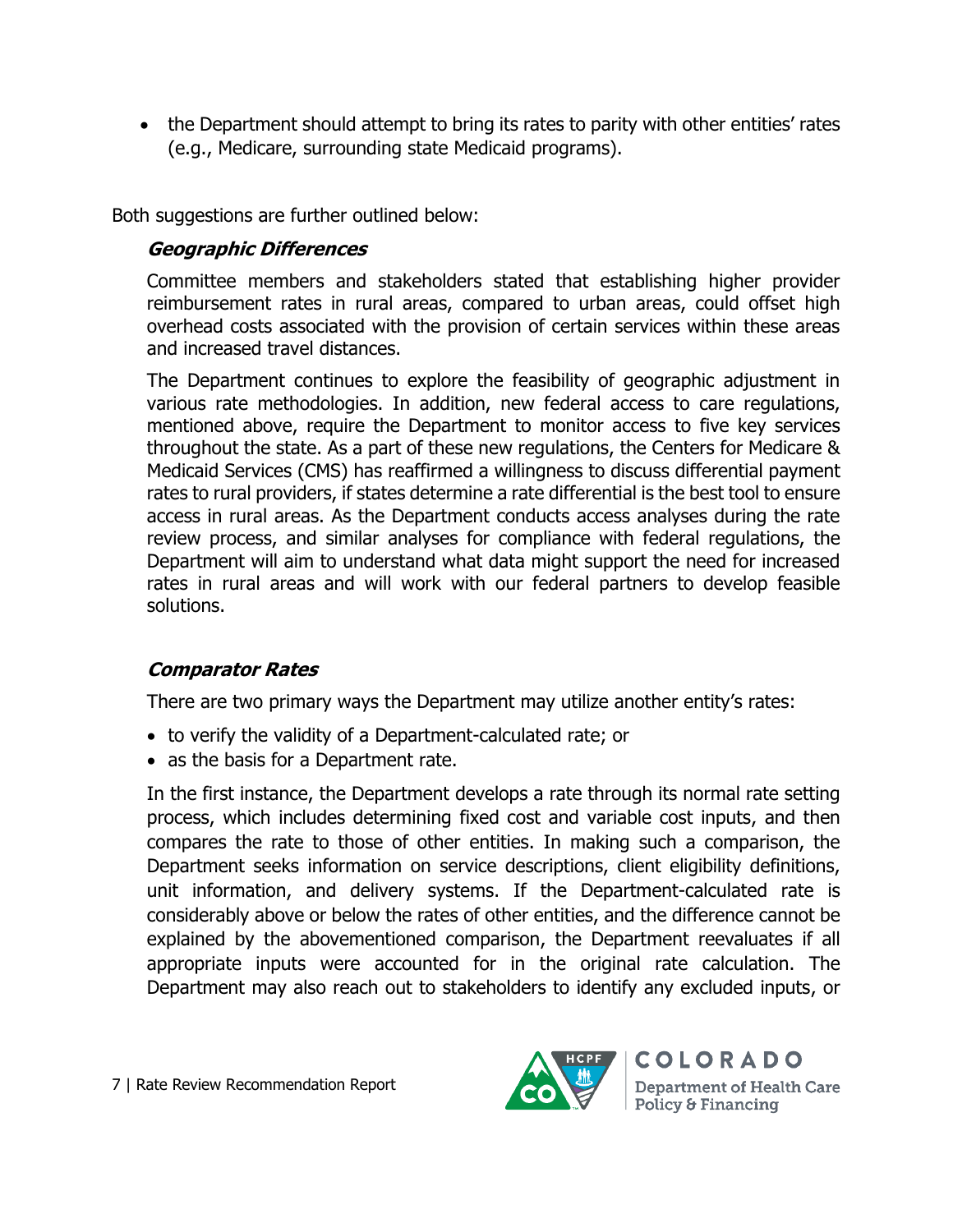- the Department should attempt to bring its rates to parity with other entities' rates (e.g., Medicare, surrounding state Medicaid programs).

Both suggestions are further outlined below:

### *Geographic Differences*

Committee members and stakeholders stated that establishing higher provider reimbursement rates in rural areas, compared to urban areas, could offset high overhead costs associated with the provision of certain services within these areas and increased travel distances.

The Department continues to explore the feasibility of geographic adjustment in various rate methodologies. In addition, new federal access to care regulations, mentioned above, require the Department to monitor access to five key services throughout the state. As a part of these new regulations, the Centers for Medicare & Medicaid Services (CMS) has reaffirmed a willingness to discuss differential payment rates to rural providers, if states determine a rate differential is the best tool to ensure access in rural areas. As the Department conducts access analyses during the rate review process, and similar analyses for compliance with federal regulations, the Department will aim to understand what data might support the need for increased rates in rural areas and will work with our federal partners to develop feasible solutions.

### *Comparator Rates*

There are two primary ways the Department may utilize another entity's rates:

- to verify the validity of a Department-calculated rate; or
- as the basis for a Department rate.

In the first instance, the Department develops a rate through its normal rate setting process, which includes determining fixed cost and variable cost inputs, and then compares the rate to those of other entities. In making such a comparison, the Department seeks information on service descriptions, client eligibility definitions, unit information, and delivery systems. If the Department-calculated rate is considerably above or below the rates of other entities, and the difference cannot be explained by the abovementioned comparison, the Department reevaluates if all appropriate inputs were accounted for in the original rate calculation. The Department may also reach out to stakeholders to identify any excluded inputs, or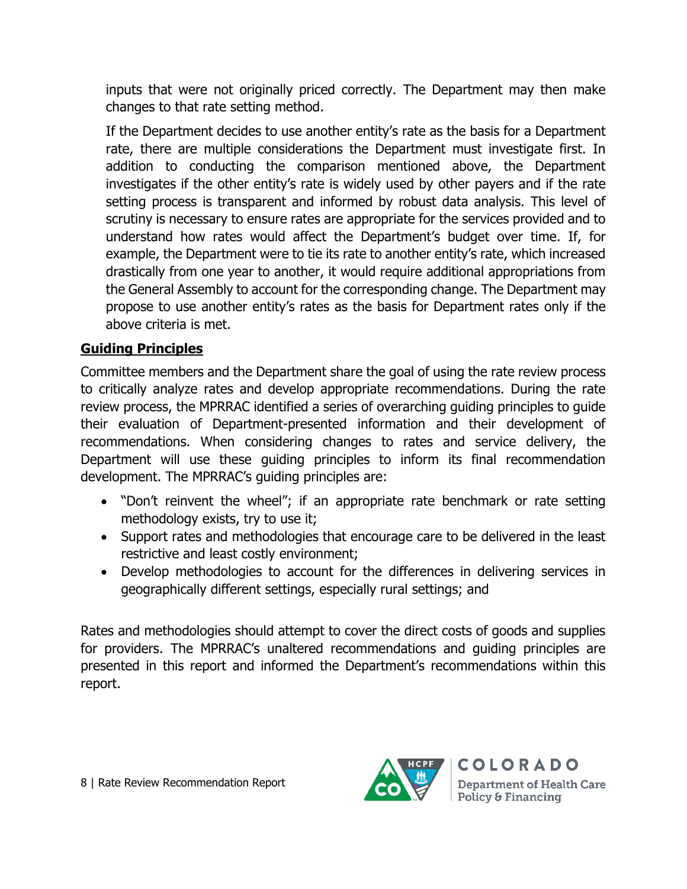inputs that were not originally priced correctly. The Department may then make changes to that rate setting method.

If the Department decides to use another entity's rate as the basis for a Department rate, there are multiple considerations the Department must investigate first. In addition to conducting the comparison mentioned above, the Department investigates if the other entity's rate is widely used by other payers and if the rate setting process is transparent and informed by robust data analysis. This level of scrutiny is necessary to ensure rates are appropriate for the services provided and to understand how rates would affect the Department's budget over time. If, for example, the Department were to tie its rate to another entity's rate, which increased drastically from one year to another, it would require additional appropriations from the General Assembly to account for the corresponding change. The Department may propose to use another entity's rates as the basis for Department rates only if the above criteria is met.

## Guiding Principles

Committee members and the Department share the goal of using the rate review process to critically analyze rates and develop appropriate recommendations. During the rate review process, the MPRRAC identified a series of overarching guiding principles to guide their evaluation of Department-presented information and their development of recommendations. When considering changes to rates and service delivery, the Department will use these guiding principles to inform its final recommendation development. The MPRRAC's guiding principles are:

- "Don't reinvent the wheel"; if an appropriate rate benchmark or rate setting methodology exists, try to use it;
- Support rates and methodologies that encourage care to be delivered in the least restrictive and least costly environment;
- Develop methodologies to account for the differences in delivering services in geographically different settings, especially rural settings; and

Rates and methodologies should attempt to cover the direct costs of goods and supplies for providers. The MPRRAC's unaltered recommendations and guiding principles are presented in this report and informed the Department's recommendations within this report.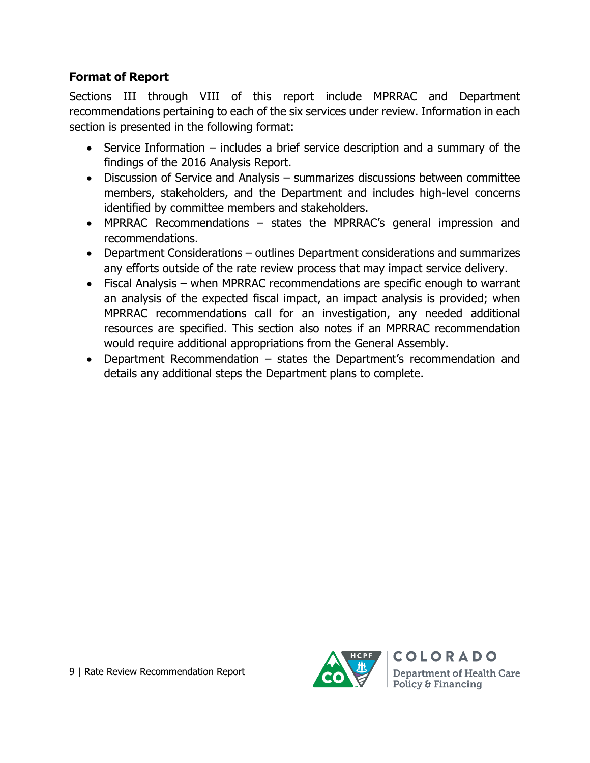### Format of Report

Sections III through VIII of this report include MPRRAC and Department recommendations pertaining to each of the six services under review. Information in each section is presented in the following format:

- Service Information – includes a brief service description and a summary of the findings of the 2016 Analysis Report.
- Discussion of Service and Analysis – summarizes discussions between committee members, stakeholders, and the Department and includes high-level concerns identified by committee members and stakeholders.
- MPRRAC Recommendations – states the MPRRAC's general impression and recommendations.
- Department Considerations – outlines Department considerations and summarizes any efforts outside of the rate review process that may impact service delivery.
- Fiscal Analysis – when MPRRAC recommendations are specific enough to warrant an analysis of the expected fiscal impact, an impact analysis is provided; when MPRRAC recommendations call for an investigation, any needed additional resources are specified. This section also notes if an MPRRAC recommendation would require additional appropriations from the General Assembly.
- Department Recommendation – states the Department's recommendation and details any additional steps the Department plans to complete.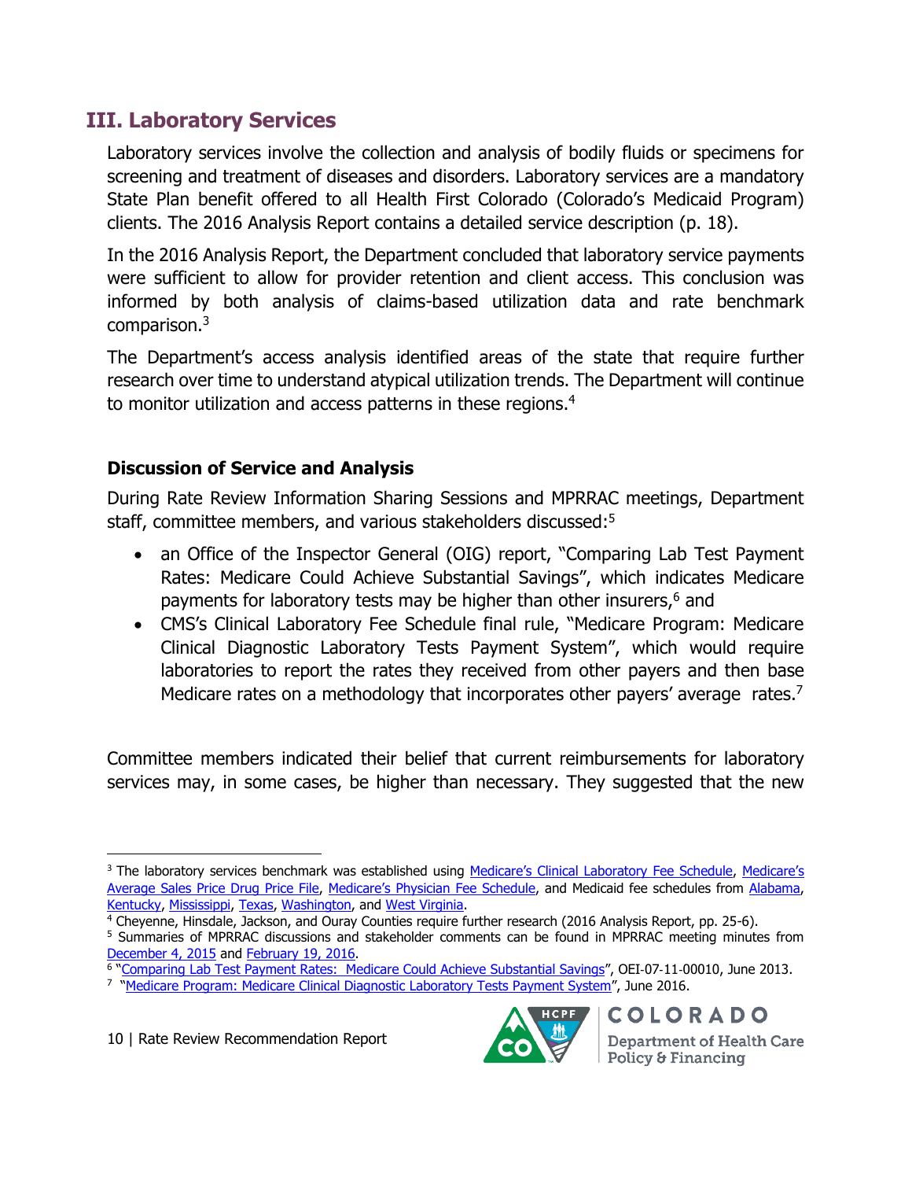## III. Laboratory Services

Laboratory services involve the collection and analysis of bodily fluids or specimens for screening and treatment of diseases and disorders. Laboratory services are a mandatory State Plan benefit offered to all Health First Colorado (Colorado's Medicaid Program) clients. The 2016 Analysis Report contains a detailed service description (p. 18).

In the 2016 Analysis Report, the Department concluded that laboratory service payments were sufficient to allow for provider retention and client access. This conclusion was informed by both analysis of claims-based utilization data and rate benchmark comparison.[3]

The Department's access analysis identified areas of the state that require further research over time to understand atypical utilization trends. The Department will continue to monitor utilization and access patterns in these regions.[4]

### Discussion of Service and Analysis

During Rate Review Information Sharing Sessions and MPRRAC meetings, Department staff, committee members, and various stakeholders discussed:[5]

- an Office of the Inspector General (OIG) report, "Comparing Lab Test Payment Rates: Medicare Could Achieve Substantial Savings", which indicates Medicare payments for laboratory tests may be higher than other insurers,[6] and
- CMS's Clinical Laboratory Fee Schedule final rule, "Medicare Program: Medicare Clinical Diagnostic Laboratory Tests Payment System", which would require laboratories to report the rates they received from other payers and then base Medicare rates on a methodology that incorporates other payers' average rates.[7]

Committee members indicated their belief that current reimbursements for laboratory services may, in some cases, be higher than necessary. They suggested that the new

---

[3] The laboratory services benchmark was established using Medicare's Clinical Laboratory Fee Schedule, Medicare's Average Sales Price Drug Price File, Medicare's Physician Fee Schedule, and Medicaid fee schedules from Alabama, Kentucky, Mississippi, Texas, Washington, and West Virginia.

[4] Cheyenne, Hinsdale, Jackson, and Ouray Counties require further research (2016 Analysis Report, pp. 25-6).

[5] Summaries of MPRRAC discussions and stakeholder comments can be found in MPRRAC meeting minutes from December 4, 2015 and February 19, 2016.

[6] "Comparing Lab Test Payment Rates: Medicare Could Achieve Substantial Savings", OEI-07-11-00010, June 2013.

[7] "Medicare Program: Medicare Clinical Diagnostic Laboratory Tests Payment System", June 2016.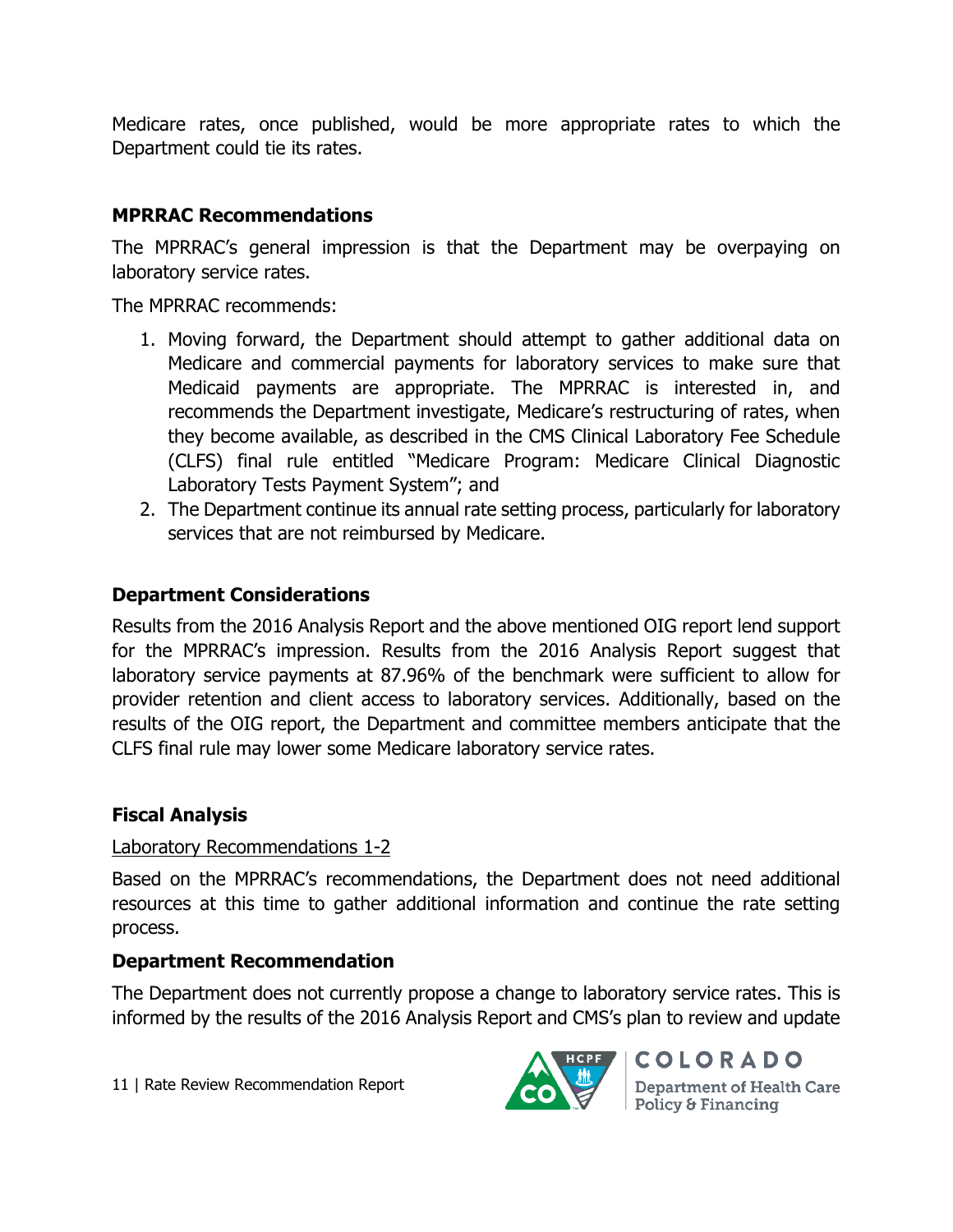Medicare rates, once published, would be more appropriate rates to which the Department could tie its rates.

### MPRRAC Recommendations

The MPRRAC's general impression is that the Department may be overpaying on laboratory service rates.

The MPRRAC recommends:

1. Moving forward, the Department should attempt to gather additional data on Medicare and commercial payments for laboratory services to make sure that Medicaid payments are appropriate. The MPRRAC is interested in, and recommends the Department investigate, Medicare's restructuring of rates, when they become available, as described in the CMS Clinical Laboratory Fee Schedule (CLFS) final rule entitled "Medicare Program: Medicare Clinical Diagnostic Laboratory Tests Payment System"; and
2. The Department continue its annual rate setting process, particularly for laboratory services that are not reimbursed by Medicare.

### Department Considerations

Results from the 2016 Analysis Report and the above mentioned OIG report lend support for the MPRRAC's impression. Results from the 2016 Analysis Report suggest that laboratory service payments at 87.96% of the benchmark were sufficient to allow for provider retention and client access to laboratory services. Additionally, based on the results of the OIG report, the Department and committee members anticipate that the CLFS final rule may lower some Medicare laboratory service rates.

### Fiscal Analysis

Laboratory Recommendations 1-2

Based on the MPRRAC's recommendations, the Department does not need additional resources at this time to gather additional information and continue the rate setting process.

### Department Recommendation

The Department does not currently propose a change to laboratory service rates. This is informed by the results of the 2016 Analysis Report and CMS's plan to review and update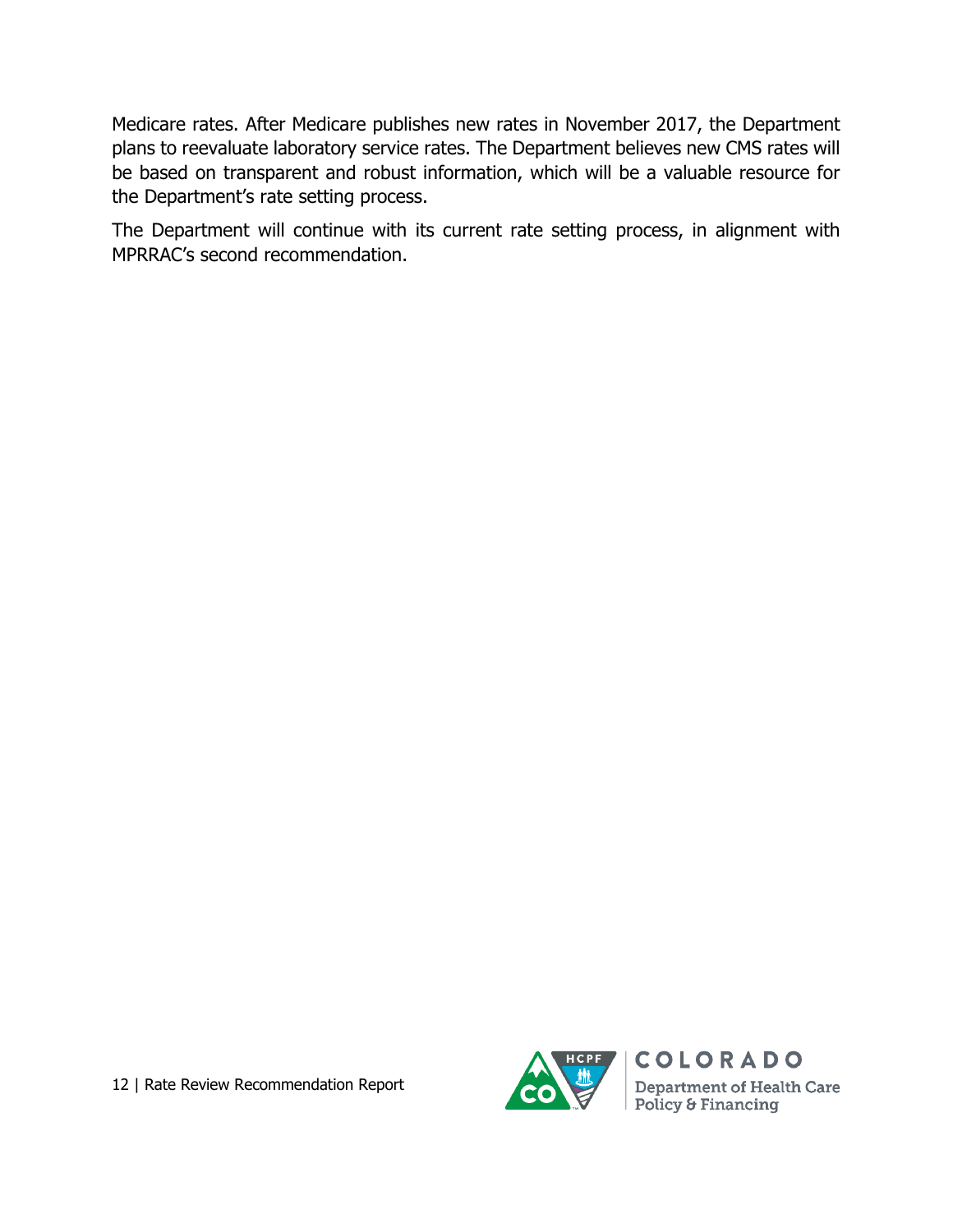Medicare rates. After Medicare publishes new rates in November 2017, the Department plans to reevaluate laboratory service rates. The Department believes new CMS rates will be based on transparent and robust information, which will be a valuable resource for the Department's rate setting process.

The Department will continue with its current rate setting process, in alignment with MPRRAC's second recommendation.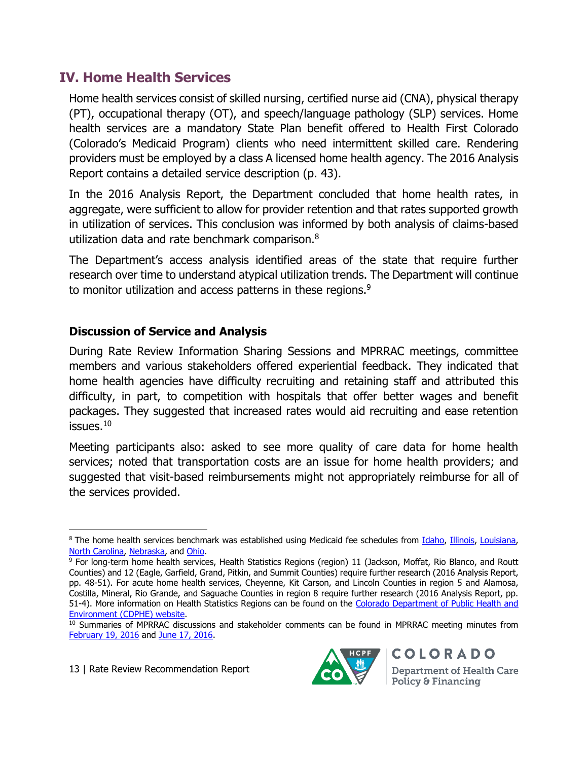## IV. Home Health Services

Home health services consist of skilled nursing, certified nurse aid (CNA), physical therapy (PT), occupational therapy (OT), and speech/language pathology (SLP) services. Home health services are a mandatory State Plan benefit offered to Health First Colorado (Colorado's Medicaid Program) clients who need intermittent skilled care. Rendering providers must be employed by a class A licensed home health agency. The 2016 Analysis Report contains a detailed service description (p. 43).

In the 2016 Analysis Report, the Department concluded that home health rates, in aggregate, were sufficient to allow for provider retention and that rates supported growth in utilization of services. This conclusion was informed by both analysis of claims-based utilization data and rate benchmark comparison.[8]

The Department's access analysis identified areas of the state that require further research over time to understand atypical utilization trends. The Department will continue to monitor utilization and access patterns in these regions.[9]

### Discussion of Service and Analysis

During Rate Review Information Sharing Sessions and MPRRAC meetings, committee members and various stakeholders offered experiential feedback. They indicated that home health agencies have difficulty recruiting and retaining staff and attributed this difficulty, in part, to competition with hospitals that offer better wages and benefit packages. They suggested that increased rates would aid recruiting and ease retention issues.[10]

Meeting participants also: asked to see more quality of care data for home health services; noted that transportation costs are an issue for home health providers; and suggested that visit-based reimbursements might not appropriately reimburse for all of the services provided.

---

[8] The home health services benchmark was established using Medicaid fee schedules from Idaho, Illinois, Louisiana, North Carolina, Nebraska, and Ohio.

[9] For long-term home health services, Health Statistics Regions (region) 11 (Jackson, Moffat, Rio Blanco, and Routt Counties) and 12 (Eagle, Garfield, Grand, Pitkin, and Summit Counties) require further research (2016 Analysis Report, pp. 48-51). For acute home health services, Cheyenne, Kit Carson, and Lincoln Counties in region 5 and Alamosa, Costilla, Mineral, Rio Grande, and Saguache Counties in region 8 require further research (2016 Analysis Report, pp. 51-4). More information on Health Statistics Regions can be found on the Colorado Department of Public Health and Environment (CDPHE) website.

[10] Summaries of MPRRAC discussions and stakeholder comments can be found in MPRRAC meeting minutes from February 19, 2016 and June 17, 2016.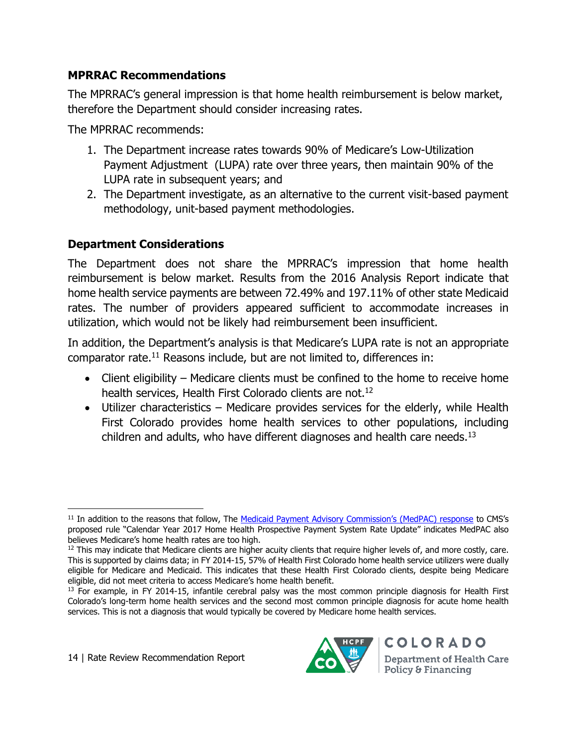### MPRRAC Recommendations

The MPRRAC's general impression is that home health reimbursement is below market, therefore the Department should consider increasing rates.

The MPRRAC recommends:

1. The Department increase rates towards 90% of Medicare's Low-Utilization Payment Adjustment (LUPA) rate over three years, then maintain 90% of the LUPA rate in subsequent years; and
2. The Department investigate, as an alternative to the current visit-based payment methodology, unit-based payment methodologies.

### Department Considerations

The Department does not share the MPRRAC's impression that home health reimbursement is below market. Results from the 2016 Analysis Report indicate that home health service payments are between 72.49% and 197.11% of other state Medicaid rates. The number of providers appeared sufficient to accommodate increases in utilization, which would not be likely had reimbursement been insufficient.

In addition, the Department's analysis is that Medicare's LUPA rate is not an appropriate comparator rate.[11] Reasons include, but are not limited to, differences in:

- Client eligibility – Medicare clients must be confined to the home to receive home health services, Health First Colorado clients are not.[12]
- Utilizer characteristics – Medicare provides services for the elderly, while Health First Colorado provides home health services to other populations, including children and adults, who have different diagnoses and health care needs.[13]

---

[11] In addition to the reasons that follow, The Medicaid Payment Advisory Commission's (MedPAC) response to CMS's proposed rule "Calendar Year 2017 Home Health Prospective Payment System Rate Update" indicates MedPAC also believes Medicare's home health rates are too high.

[12] This may indicate that Medicare clients are higher acuity clients that require higher levels of, and more costly, care. This is supported by claims data; in FY 2014-15, 57% of Health First Colorado home health service utilizers were dually eligible for Medicare and Medicaid. This indicates that these Health First Colorado clients, despite being Medicare eligible, did not meet criteria to access Medicare's home health benefit.

[13] For example, in FY 2014-15, infantile cerebral palsy was the most common principle diagnosis for Health First Colorado's long-term home health services and the second most common principle diagnosis for acute home health services. This is not a diagnosis that would typically be covered by Medicare home health services.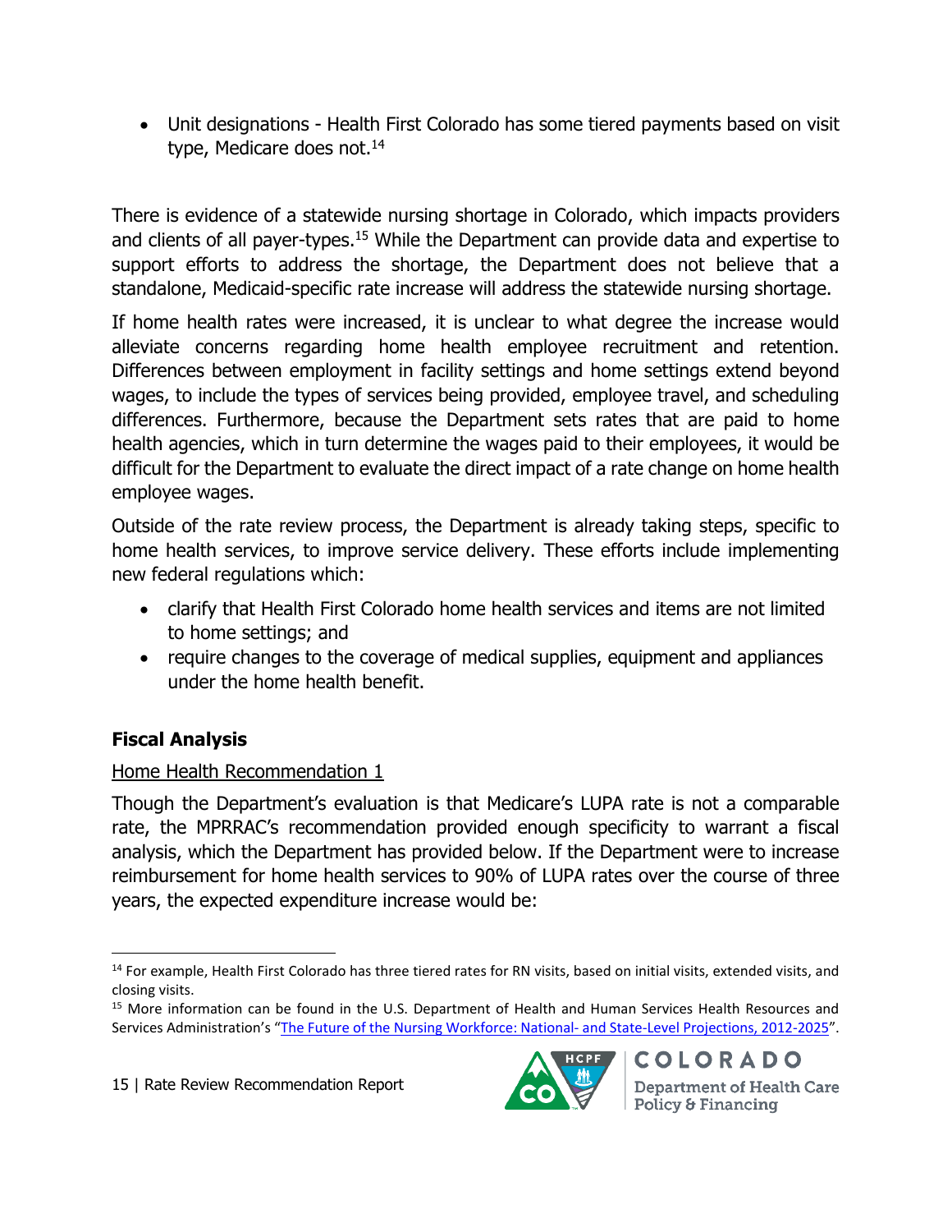- Unit designations - Health First Colorado has some tiered payments based on visit type, Medicare does not.[14]

There is evidence of a statewide nursing shortage in Colorado, which impacts providers and clients of all payer-types.[15] While the Department can provide data and expertise to support efforts to address the shortage, the Department does not believe that a standalone, Medicaid-specific rate increase will address the statewide nursing shortage.

If home health rates were increased, it is unclear to what degree the increase would alleviate concerns regarding home health employee recruitment and retention. Differences between employment in facility settings and home settings extend beyond wages, to include the types of services being provided, employee travel, and scheduling differences. Furthermore, because the Department sets rates that are paid to home health agencies, which in turn determine the wages paid to their employees, it would be difficult for the Department to evaluate the direct impact of a rate change on home health employee wages.

Outside of the rate review process, the Department is already taking steps, specific to home health services, to improve service delivery. These efforts include implementing new federal regulations which:

- clarify that Health First Colorado home health services and items are not limited to home settings; and
- require changes to the coverage of medical supplies, equipment and appliances under the home health benefit.

## Fiscal Analysis

Home Health Recommendation 1

Though the Department's evaluation is that Medicare's LUPA rate is not a comparable rate, the MPRRAC's recommendation provided enough specificity to warrant a fiscal analysis, which the Department has provided below. If the Department were to increase reimbursement for home health services to 90% of LUPA rates over the course of three years, the expected expenditure increase would be:

---

[14] For example, Health First Colorado has three tiered rates for RN visits, based on initial visits, extended visits, and closing visits.

[15] More information can be found in the U.S. Department of Health and Human Services Health Resources and Services Administration's "The Future of the Nursing Workforce: National- and State-Level Projections, 2012-2025".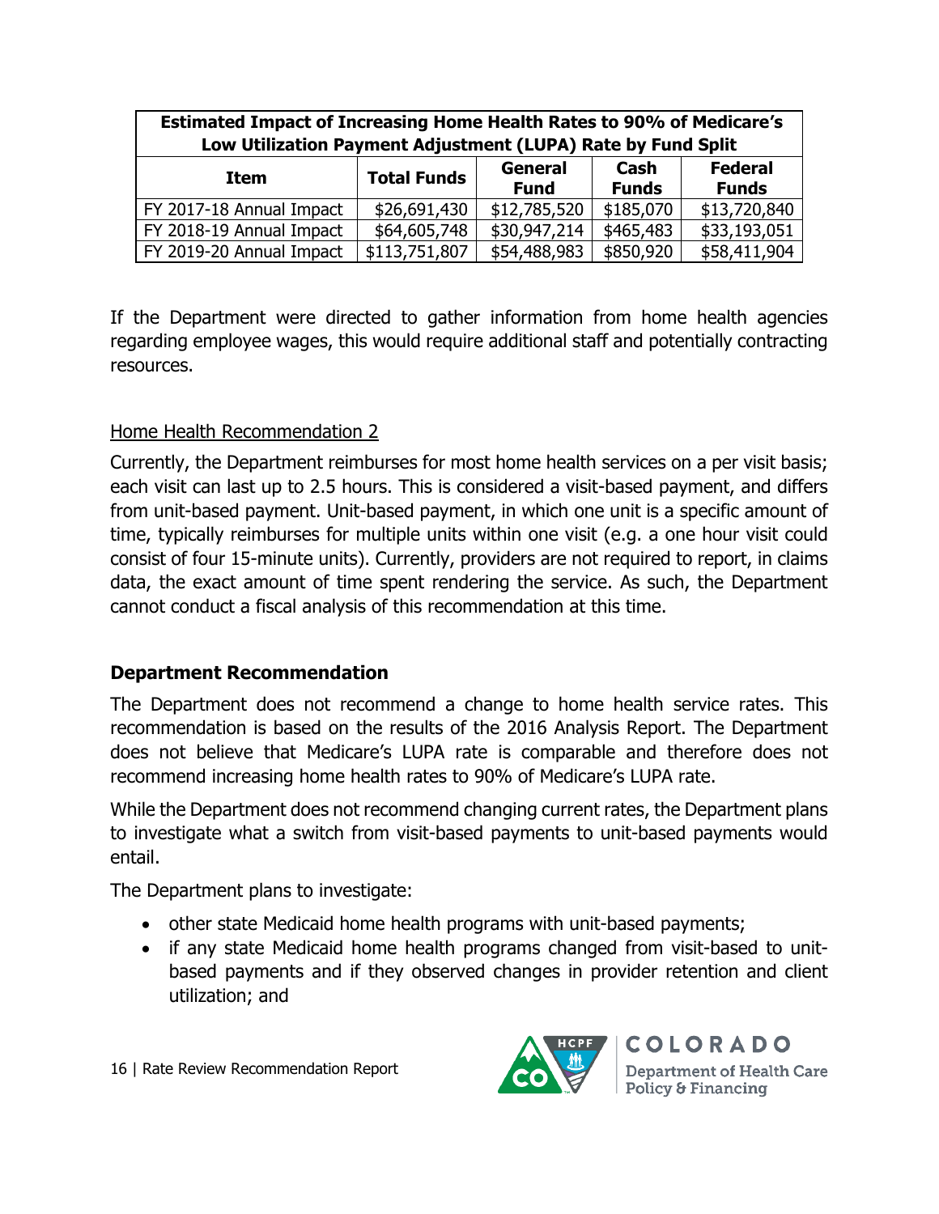| Estimated Impact of Increasing Home Health Rates to 90% of Medicare's Low Utilization Payment Adjustment (LUPA) Rate by Fund Split | | | | |
|---|---|---|---|---|
| **Item** | **Total Funds** | **General Fund** | **Cash Funds** | **Federal Funds** |
| FY 2017-18 Annual Impact | $26,691,430 | $12,785,520 | $185,070 | $13,720,840 |
| FY 2018-19 Annual Impact | $64,605,748 | $30,947,214 | $465,483 | $33,193,051 |
| FY 2019-20 Annual Impact | $113,751,807 | $54,488,983 | $850,920 | $58,411,904 |

If the Department were directed to gather information from home health agencies regarding employee wages, this would require additional staff and potentially contracting resources.

Home Health Recommendation 2

Currently, the Department reimburses for most home health services on a per visit basis; each visit can last up to 2.5 hours. This is considered a visit-based payment, and differs from unit-based payment. Unit-based payment, in which one unit is a specific amount of time, typically reimburses for multiple units within one visit (e.g. a one hour visit could consist of four 15-minute units). Currently, providers are not required to report, in claims data, the exact amount of time spent rendering the service. As such, the Department cannot conduct a fiscal analysis of this recommendation at this time.

### Department Recommendation

The Department does not recommend a change to home health service rates. This recommendation is based on the results of the 2016 Analysis Report. The Department does not believe that Medicare's LUPA rate is comparable and therefore does not recommend increasing home health rates to 90% of Medicare's LUPA rate.

While the Department does not recommend changing current rates, the Department plans to investigate what a switch from visit-based payments to unit-based payments would entail.

The Department plans to investigate:

- other state Medicaid home health programs with unit-based payments;
- if any state Medicaid home health programs changed from visit-based to unit-based payments and if they observed changes in provider retention and client utilization; and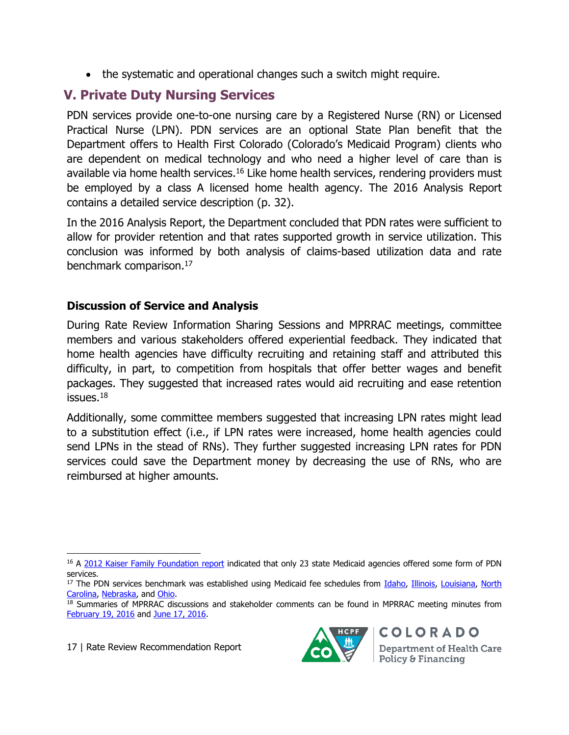- the systematic and operational changes such a switch might require.

## V. Private Duty Nursing Services

PDN services provide one-to-one nursing care by a Registered Nurse (RN) or Licensed Practical Nurse (LPN). PDN services are an optional State Plan benefit that the Department offers to Health First Colorado (Colorado's Medicaid Program) clients who are dependent on medical technology and who need a higher level of care than is available via home health services.[16] Like home health services, rendering providers must be employed by a class A licensed home health agency. The 2016 Analysis Report contains a detailed service description (p. 32).

In the 2016 Analysis Report, the Department concluded that PDN rates were sufficient to allow for provider retention and that rates supported growth in service utilization. This conclusion was informed by both analysis of claims-based utilization data and rate benchmark comparison.[17]

### Discussion of Service and Analysis

During Rate Review Information Sharing Sessions and MPRRAC meetings, committee members and various stakeholders offered experiential feedback. They indicated that home health agencies have difficulty recruiting and retaining staff and attributed this difficulty, in part, to competition from hospitals that offer better wages and benefit packages. They suggested that increased rates would aid recruiting and ease retention issues.[18]

Additionally, some committee members suggested that increasing LPN rates might lead to a substitution effect (i.e., if LPN rates were increased, home health agencies could send LPNs in the stead of RNs). They further suggested increasing LPN rates for PDN services could save the Department money by decreasing the use of RNs, who are reimbursed at higher amounts.

---

[16] A 2012 Kaiser Family Foundation report indicated that only 23 state Medicaid agencies offered some form of PDN services.

[17] The PDN services benchmark was established using Medicaid fee schedules from Idaho, Illinois, Louisiana, North Carolina, Nebraska, and Ohio.

[18] Summaries of MPRRAC discussions and stakeholder comments can be found in MPRRAC meeting minutes from February 19, 2016 and June 17, 2016.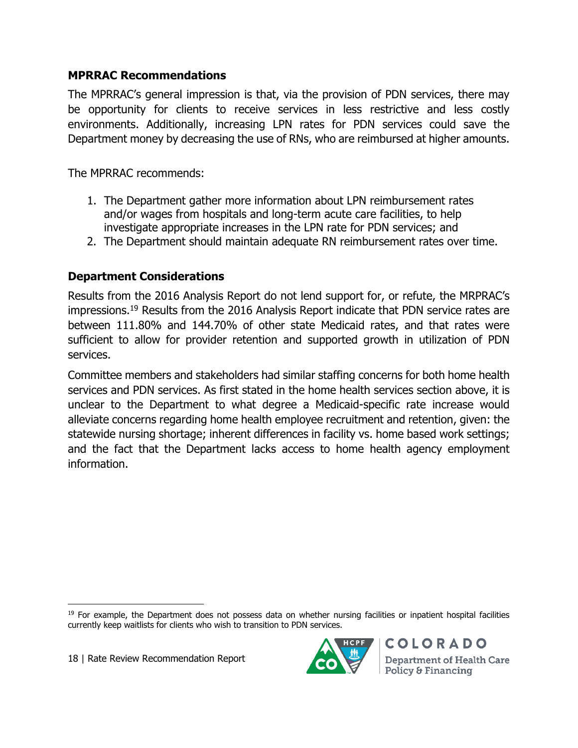### MPRRAC Recommendations

The MPRRAC's general impression is that, via the provision of PDN services, there may be opportunity for clients to receive services in less restrictive and less costly environments. Additionally, increasing LPN rates for PDN services could save the Department money by decreasing the use of RNs, who are reimbursed at higher amounts.

The MPRRAC recommends:

1. The Department gather more information about LPN reimbursement rates and/or wages from hospitals and long-term acute care facilities, to help investigate appropriate increases in the LPN rate for PDN services; and
2. The Department should maintain adequate RN reimbursement rates over time.

### Department Considerations

Results from the 2016 Analysis Report do not lend support for, or refute, the MRPRAC's impressions.[19] Results from the 2016 Analysis Report indicate that PDN service rates are between 111.80% and 144.70% of other state Medicaid rates, and that rates were sufficient to allow for provider retention and supported growth in utilization of PDN services.

Committee members and stakeholders had similar staffing concerns for both home health services and PDN services. As first stated in the home health services section above, it is unclear to the Department to what degree a Medicaid-specific rate increase would alleviate concerns regarding home health employee recruitment and retention, given: the statewide nursing shortage; inherent differences in facility vs. home based work settings; and the fact that the Department lacks access to home health agency employment information.

[19] For example, the Department does not possess data on whether nursing facilities or inpatient hospital facilities currently keep waitlists for clients who wish to transition to PDN services.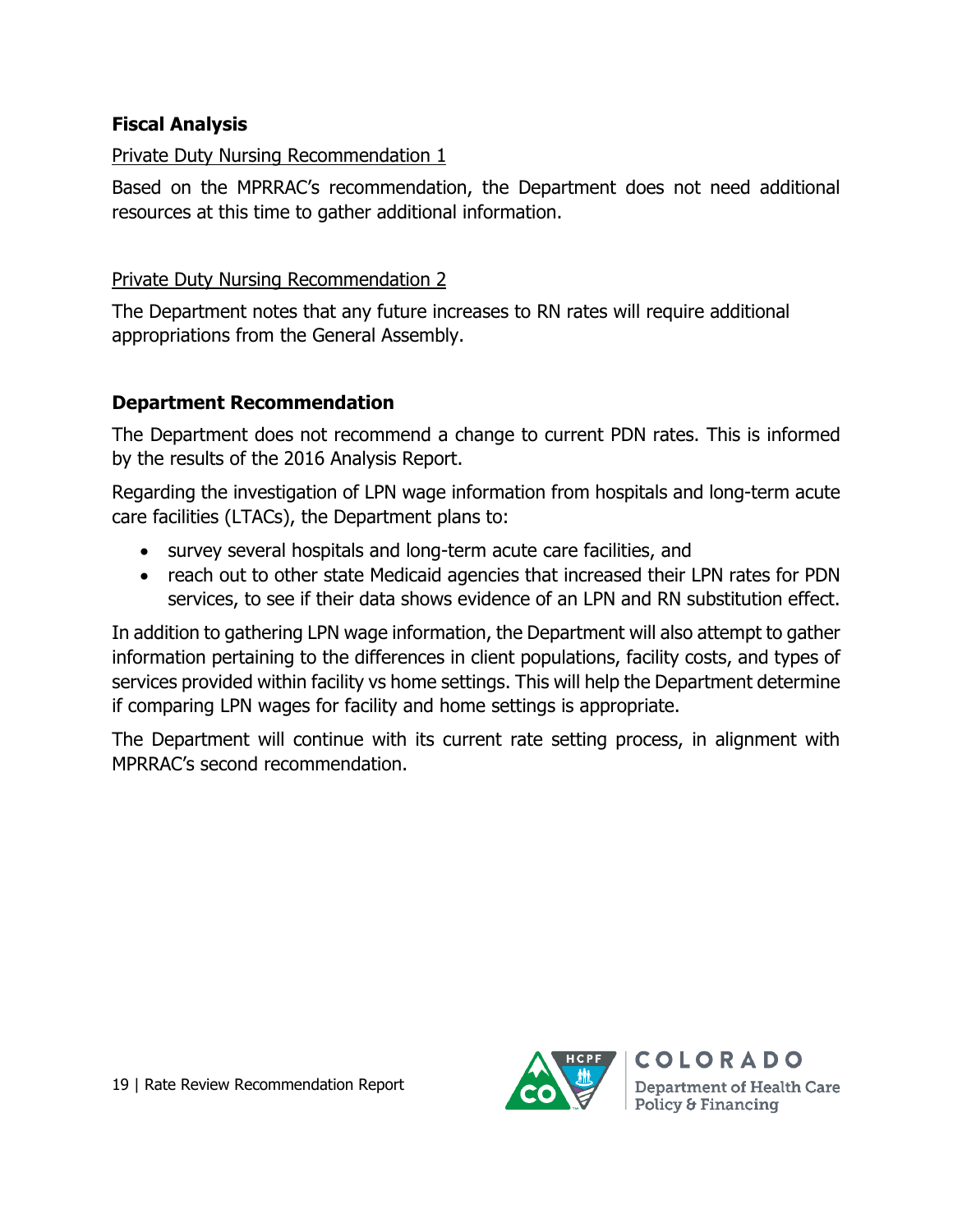## Fiscal Analysis

Private Duty Nursing Recommendation 1

Based on the MPRRAC's recommendation, the Department does not need additional resources at this time to gather additional information.

Private Duty Nursing Recommendation 2

The Department notes that any future increases to RN rates will require additional appropriations from the General Assembly.

## Department Recommendation

The Department does not recommend a change to current PDN rates. This is informed by the results of the 2016 Analysis Report.

Regarding the investigation of LPN wage information from hospitals and long-term acute care facilities (LTACs), the Department plans to:

- survey several hospitals and long-term acute care facilities, and
- reach out to other state Medicaid agencies that increased their LPN rates for PDN services, to see if their data shows evidence of an LPN and RN substitution effect.

In addition to gathering LPN wage information, the Department will also attempt to gather information pertaining to the differences in client populations, facility costs, and types of services provided within facility vs home settings. This will help the Department determine if comparing LPN wages for facility and home settings is appropriate.

The Department will continue with its current rate setting process, in alignment with MPRRAC's second recommendation.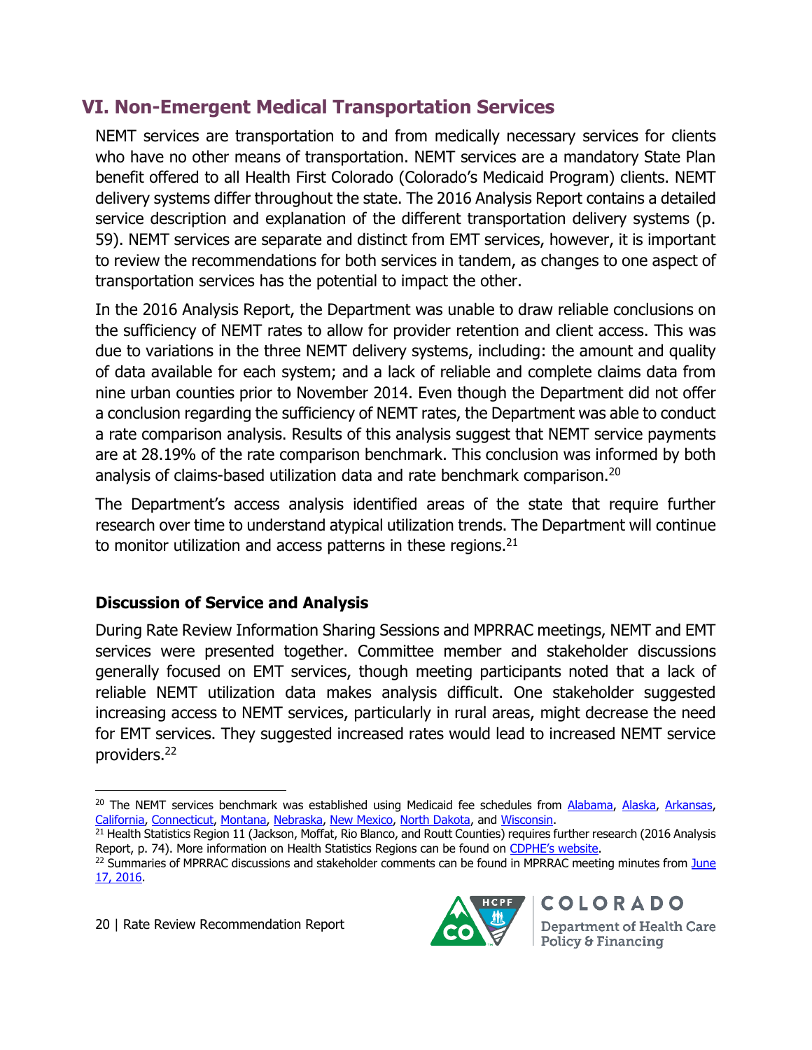## VI. Non-Emergent Medical Transportation Services

NEMT services are transportation to and from medically necessary services for clients who have no other means of transportation. NEMT services are a mandatory State Plan benefit offered to all Health First Colorado (Colorado's Medicaid Program) clients. NEMT delivery systems differ throughout the state. The 2016 Analysis Report contains a detailed service description and explanation of the different transportation delivery systems (p. 59). NEMT services are separate and distinct from EMT services, however, it is important to review the recommendations for both services in tandem, as changes to one aspect of transportation services has the potential to impact the other.

In the 2016 Analysis Report, the Department was unable to draw reliable conclusions on the sufficiency of NEMT rates to allow for provider retention and client access. This was due to variations in the three NEMT delivery systems, including: the amount and quality of data available for each system; and a lack of reliable and complete claims data from nine urban counties prior to November 2014. Even though the Department did not offer a conclusion regarding the sufficiency of NEMT rates, the Department was able to conduct a rate comparison analysis. Results of this analysis suggest that NEMT service payments are at 28.19% of the rate comparison benchmark. This conclusion was informed by both analysis of claims-based utilization data and rate benchmark comparison.[20]

The Department's access analysis identified areas of the state that require further research over time to understand atypical utilization trends. The Department will continue to monitor utilization and access patterns in these regions.[21]

### Discussion of Service and Analysis

During Rate Review Information Sharing Sessions and MPRRAC meetings, NEMT and EMT services were presented together. Committee member and stakeholder discussions generally focused on EMT services, though meeting participants noted that a lack of reliable NEMT utilization data makes analysis difficult. One stakeholder suggested increasing access to NEMT services, particularly in rural areas, might decrease the need for EMT services. They suggested increased rates would lead to increased NEMT service providers.[22]

---

[20] The NEMT services benchmark was established using Medicaid fee schedules from Alabama, Alaska, Arkansas, California, Connecticut, Montana, Nebraska, New Mexico, North Dakota, and Wisconsin.

[21] Health Statistics Region 11 (Jackson, Moffat, Rio Blanco, and Routt Counties) requires further research (2016 Analysis Report, p. 74). More information on Health Statistics Regions can be found on CDPHE's website.

[22] Summaries of MPRRAC discussions and stakeholder comments can be found in MPRRAC meeting minutes from June 17, 2016.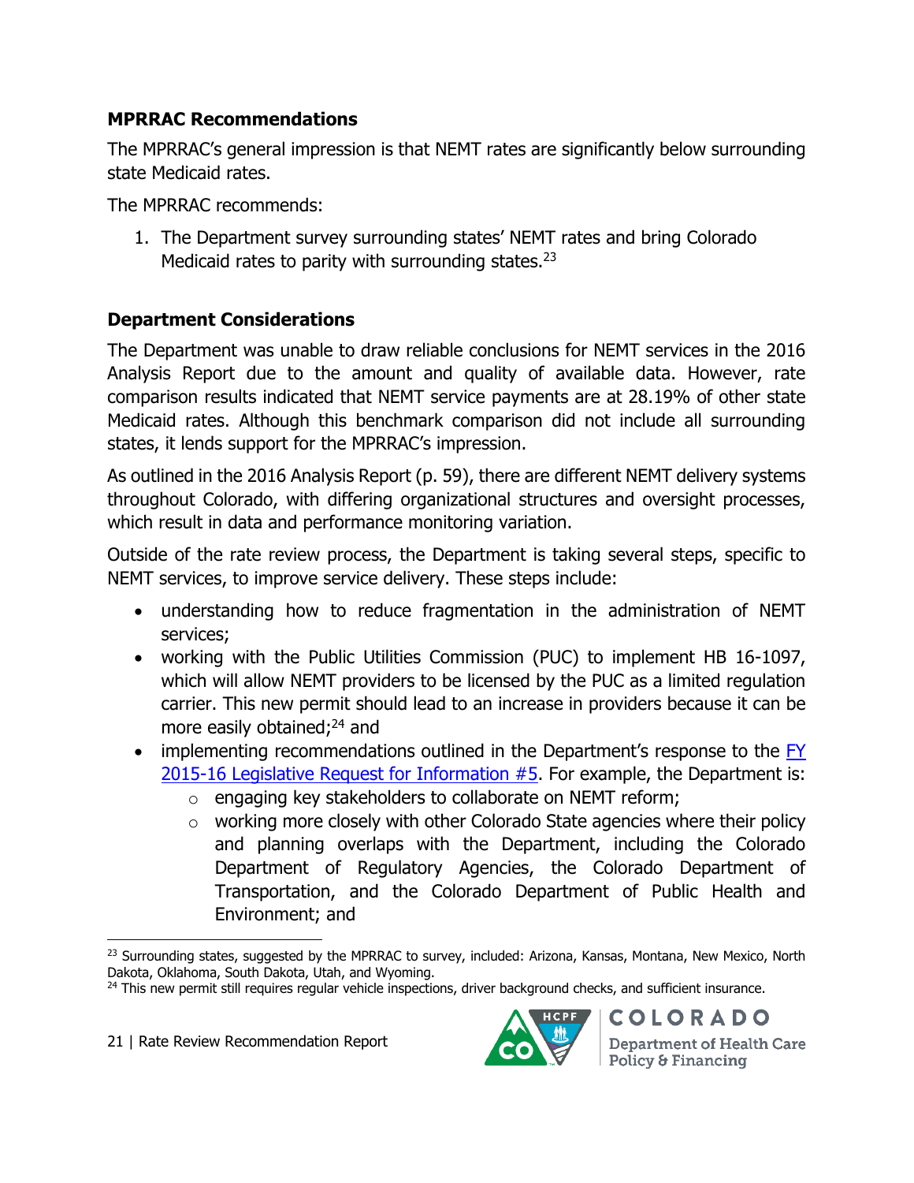### MPRRAC Recommendations

The MPRRAC's general impression is that NEMT rates are significantly below surrounding state Medicaid rates.

The MPRRAC recommends:

1. The Department survey surrounding states' NEMT rates and bring Colorado Medicaid rates to parity with surrounding states.[23]

### Department Considerations

The Department was unable to draw reliable conclusions for NEMT services in the 2016 Analysis Report due to the amount and quality of available data. However, rate comparison results indicated that NEMT service payments are at 28.19% of other state Medicaid rates. Although this benchmark comparison did not include all surrounding states, it lends support for the MPRRAC's impression.

As outlined in the 2016 Analysis Report (p. 59), there are different NEMT delivery systems throughout Colorado, with differing organizational structures and oversight processes, which result in data and performance monitoring variation.

Outside of the rate review process, the Department is taking several steps, specific to NEMT services, to improve service delivery. These steps include:

- understanding how to reduce fragmentation in the administration of NEMT services;
- working with the Public Utilities Commission (PUC) to implement HB 16-1097, which will allow NEMT providers to be licensed by the PUC as a limited regulation carrier. This new permit should lead to an increase in providers because it can be more easily obtained;[24] and
- implementing recommendations outlined in the Department's response to the FY 2015-16 Legislative Request for Information #5. For example, the Department is:
  - engaging key stakeholders to collaborate on NEMT reform;
  - working more closely with other Colorado State agencies where their policy and planning overlaps with the Department, including the Colorado Department of Regulatory Agencies, the Colorado Department of Transportation, and the Colorado Department of Public Health and Environment; and

---

[23] Surrounding states, suggested by the MPRRAC to survey, included: Arizona, Kansas, Montana, New Mexico, North Dakota, Oklahoma, South Dakota, Utah, and Wyoming.

[24] This new permit still requires regular vehicle inspections, driver background checks, and sufficient insurance.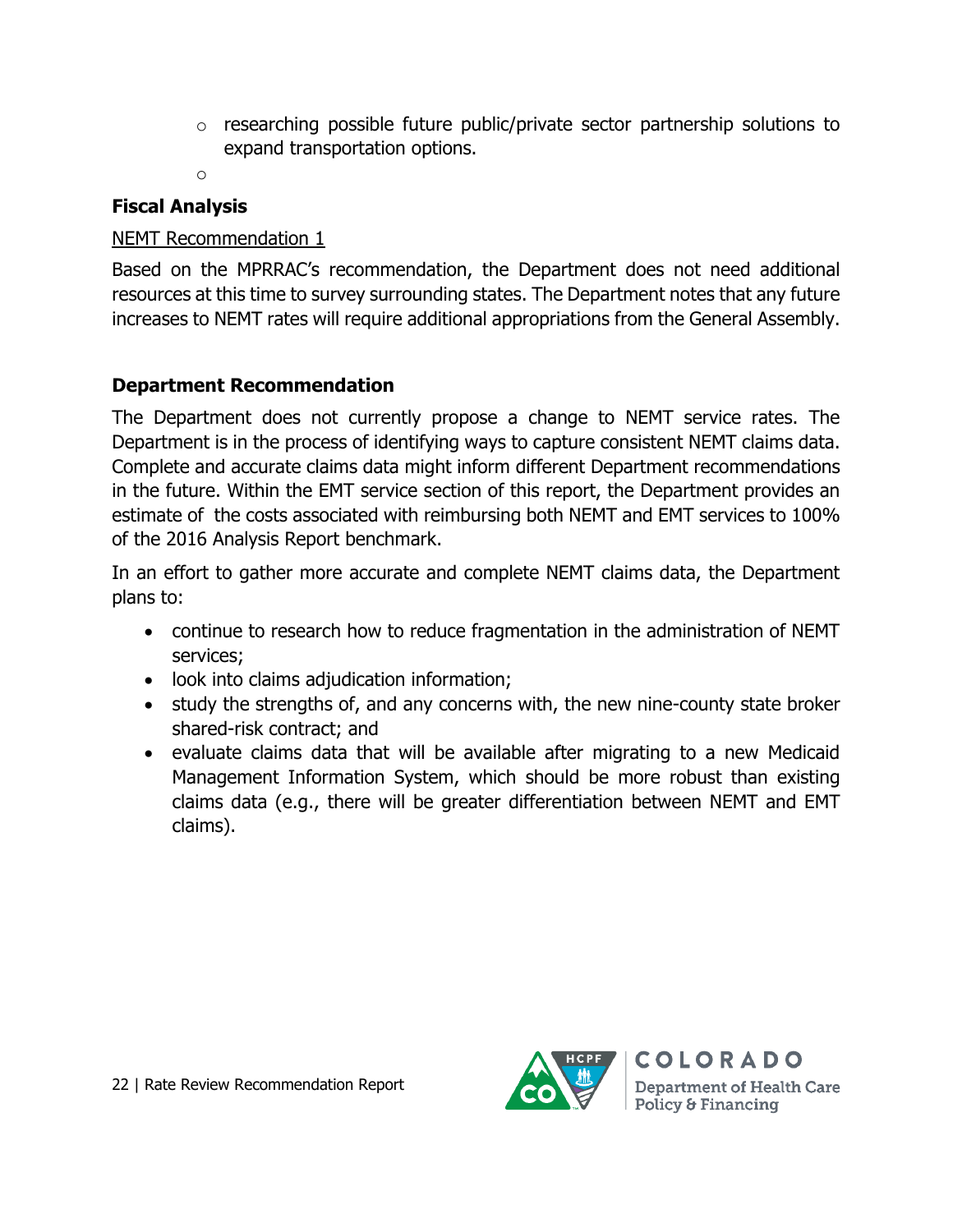- researching possible future public/private sector partnership solutions to expand transportation options.
  -

### Fiscal Analysis

NEMT Recommendation 1

Based on the MPRRAC's recommendation, the Department does not need additional resources at this time to survey surrounding states. The Department notes that any future increases to NEMT rates will require additional appropriations from the General Assembly.

### Department Recommendation

The Department does not currently propose a change to NEMT service rates. The Department is in the process of identifying ways to capture consistent NEMT claims data. Complete and accurate claims data might inform different Department recommendations in the future. Within the EMT service section of this report, the Department provides an estimate of the costs associated with reimbursing both NEMT and EMT services to 100% of the 2016 Analysis Report benchmark.

In an effort to gather more accurate and complete NEMT claims data, the Department plans to:

- continue to research how to reduce fragmentation in the administration of NEMT services;
- look into claims adjudication information;
- study the strengths of, and any concerns with, the new nine-county state broker shared-risk contract; and
- evaluate claims data that will be available after migrating to a new Medicaid Management Information System, which should be more robust than existing claims data (e.g., there will be greater differentiation between NEMT and EMT claims).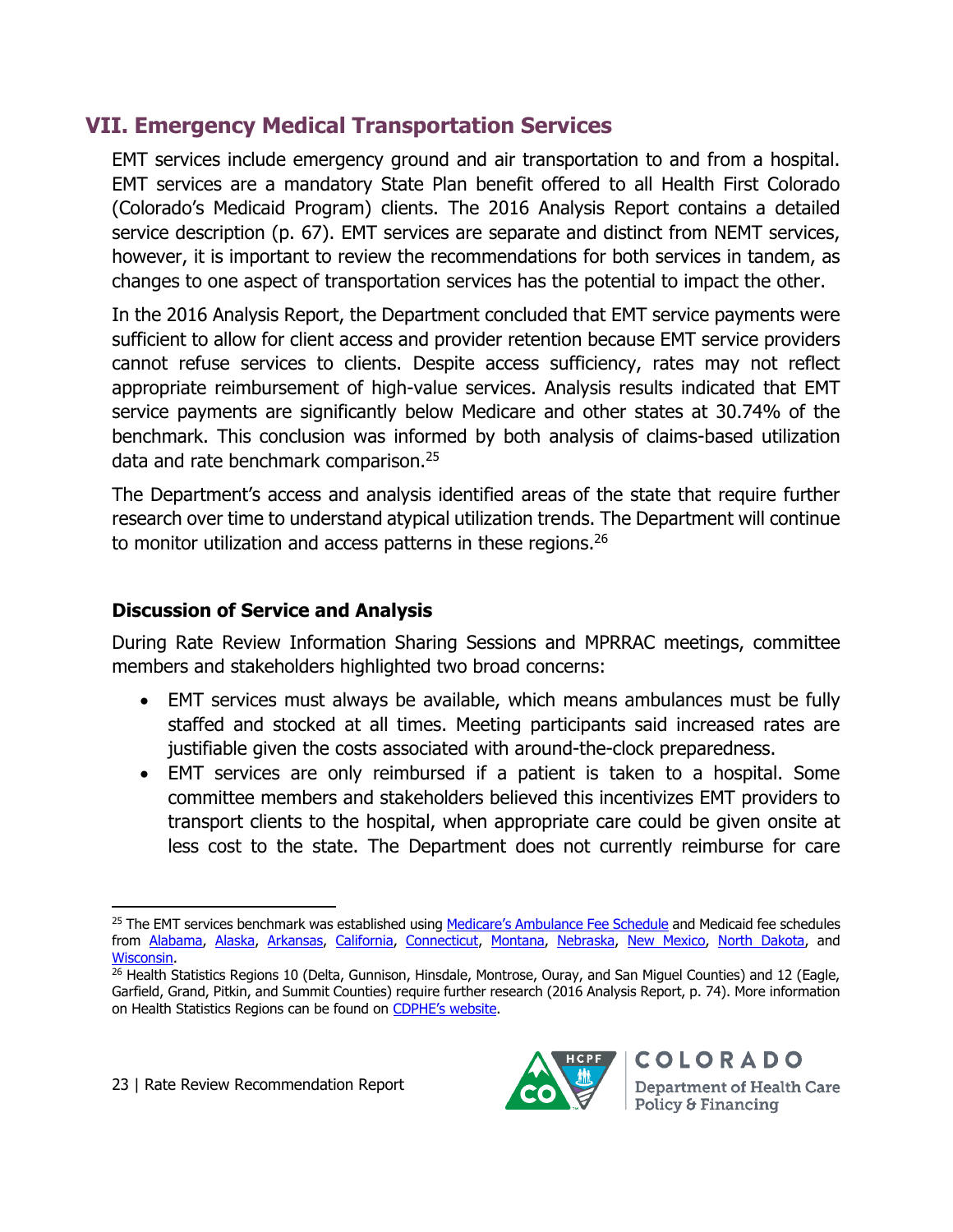## VII. Emergency Medical Transportation Services

EMT services include emergency ground and air transportation to and from a hospital. EMT services are a mandatory State Plan benefit offered to all Health First Colorado (Colorado's Medicaid Program) clients. The 2016 Analysis Report contains a detailed service description (p. 67). EMT services are separate and distinct from NEMT services, however, it is important to review the recommendations for both services in tandem, as changes to one aspect of transportation services has the potential to impact the other.

In the 2016 Analysis Report, the Department concluded that EMT service payments were sufficient to allow for client access and provider retention because EMT service providers cannot refuse services to clients. Despite access sufficiency, rates may not reflect appropriate reimbursement of high-value services. Analysis results indicated that EMT service payments are significantly below Medicare and other states at 30.74% of the benchmark. This conclusion was informed by both analysis of claims-based utilization data and rate benchmark comparison.[25]

The Department's access and analysis identified areas of the state that require further research over time to understand atypical utilization trends. The Department will continue to monitor utilization and access patterns in these regions.[26]

### Discussion of Service and Analysis

During Rate Review Information Sharing Sessions and MPRRAC meetings, committee members and stakeholders highlighted two broad concerns:

- EMT services must always be available, which means ambulances must be fully staffed and stocked at all times. Meeting participants said increased rates are justifiable given the costs associated with around-the-clock preparedness.
- EMT services are only reimbursed if a patient is taken to a hospital. Some committee members and stakeholders believed this incentivizes EMT providers to transport clients to the hospital, when appropriate care could be given onsite at less cost to the state. The Department does not currently reimburse for care

---

[25] The EMT services benchmark was established using Medicare's Ambulance Fee Schedule and Medicaid fee schedules from Alabama, Alaska, Arkansas, California, Connecticut, Montana, Nebraska, New Mexico, North Dakota, and Wisconsin.

[26] Health Statistics Regions 10 (Delta, Gunnison, Hinsdale, Montrose, Ouray, and San Miguel Counties) and 12 (Eagle, Garfield, Grand, Pitkin, and Summit Counties) require further research (2016 Analysis Report, p. 74). More information on Health Statistics Regions can be found on CDPHE's website.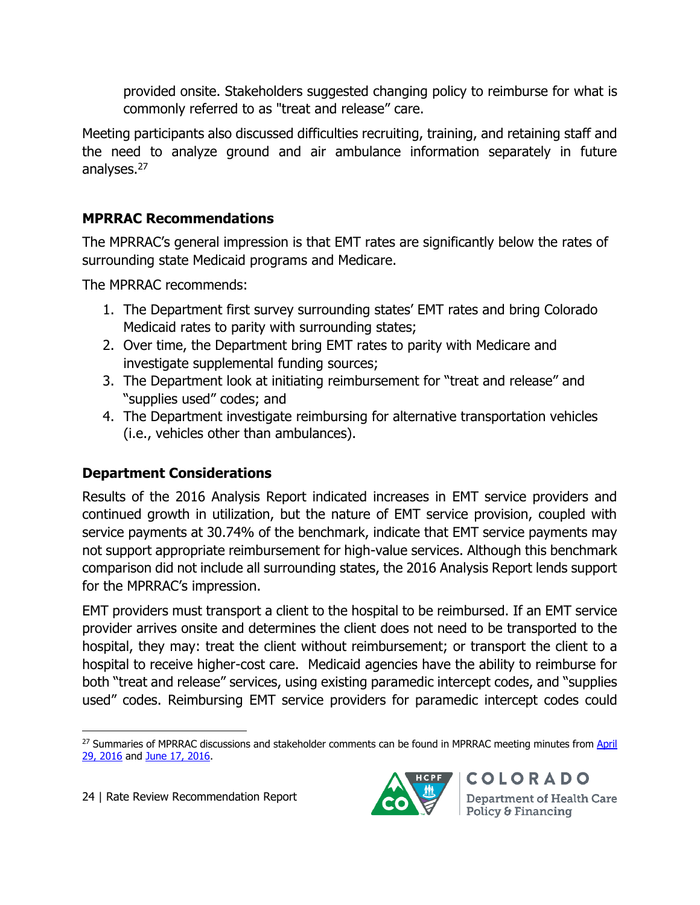provided onsite. Stakeholders suggested changing policy to reimburse for what is commonly referred to as "treat and release" care.

Meeting participants also discussed difficulties recruiting, training, and retaining staff and the need to analyze ground and air ambulance information separately in future analyses.[27]

### MPRRAC Recommendations

The MPRRAC's general impression is that EMT rates are significantly below the rates of surrounding state Medicaid programs and Medicare.

The MPRRAC recommends:

1. The Department first survey surrounding states' EMT rates and bring Colorado Medicaid rates to parity with surrounding states;
2. Over time, the Department bring EMT rates to parity with Medicare and investigate supplemental funding sources;
3. The Department look at initiating reimbursement for "treat and release" and "supplies used" codes; and
4. The Department investigate reimbursing for alternative transportation vehicles (i.e., vehicles other than ambulances).

### Department Considerations

Results of the 2016 Analysis Report indicated increases in EMT service providers and continued growth in utilization, but the nature of EMT service provision, coupled with service payments at 30.74% of the benchmark, indicate that EMT service payments may not support appropriate reimbursement for high-value services. Although this benchmark comparison did not include all surrounding states, the 2016 Analysis Report lends support for the MPRRAC's impression.

EMT providers must transport a client to the hospital to be reimbursed. If an EMT service provider arrives onsite and determines the client does not need to be transported to the hospital, they may: treat the client without reimbursement; or transport the client to a hospital to receive higher-cost care. Medicaid agencies have the ability to reimburse for both "treat and release" services, using existing paramedic intercept codes, and "supplies used" codes. Reimbursing EMT service providers for paramedic intercept codes could

[27] Summaries of MPRRAC discussions and stakeholder comments can be found in MPRRAC meeting minutes from April 29, 2016 and June 17, 2016.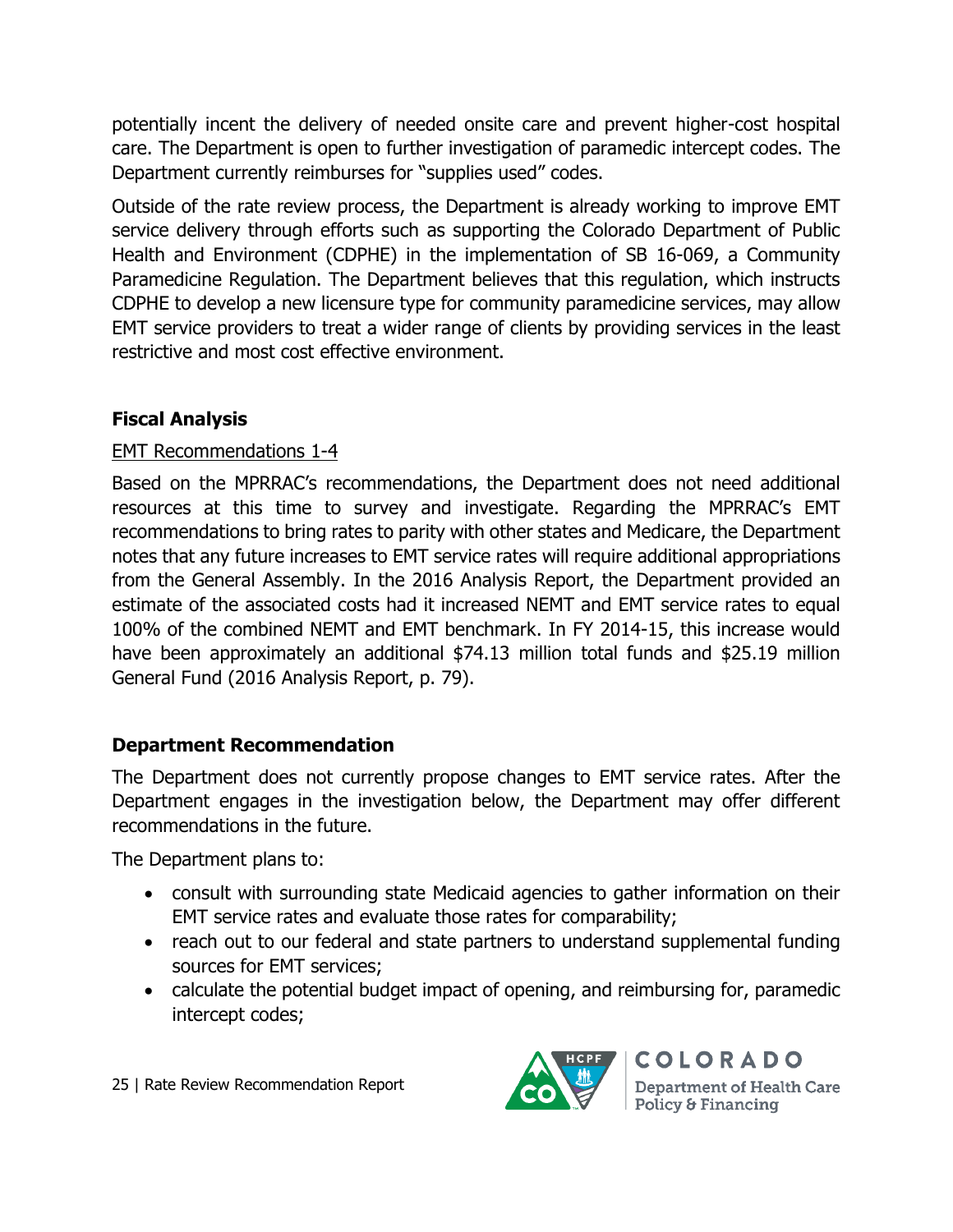potentially incent the delivery of needed onsite care and prevent higher-cost hospital care. The Department is open to further investigation of paramedic intercept codes. The Department currently reimburses for "supplies used" codes.

Outside of the rate review process, the Department is already working to improve EMT service delivery through efforts such as supporting the Colorado Department of Public Health and Environment (CDPHE) in the implementation of SB 16-069, a Community Paramedicine Regulation. The Department believes that this regulation, which instructs CDPHE to develop a new licensure type for community paramedicine services, may allow EMT service providers to treat a wider range of clients by providing services in the least restrictive and most cost effective environment.

## Fiscal Analysis

<u>EMT Recommendations 1-4</u>

Based on the MPRRAC's recommendations, the Department does not need additional resources at this time to survey and investigate. Regarding the MPRRAC's EMT recommendations to bring rates to parity with other states and Medicare, the Department notes that any future increases to EMT service rates will require additional appropriations from the General Assembly. In the 2016 Analysis Report, the Department provided an estimate of the associated costs had it increased NEMT and EMT service rates to equal 100% of the combined NEMT and EMT benchmark. In FY 2014-15, this increase would have been approximately an additional $74.13 million total funds and $25.19 million General Fund (2016 Analysis Report, p. 79).

## Department Recommendation

The Department does not currently propose changes to EMT service rates. After the Department engages in the investigation below, the Department may offer different recommendations in the future.

The Department plans to:

- consult with surrounding state Medicaid agencies to gather information on their EMT service rates and evaluate those rates for comparability;
- reach out to our federal and state partners to understand supplemental funding sources for EMT services;
- calculate the potential budget impact of opening, and reimbursing for, paramedic intercept codes;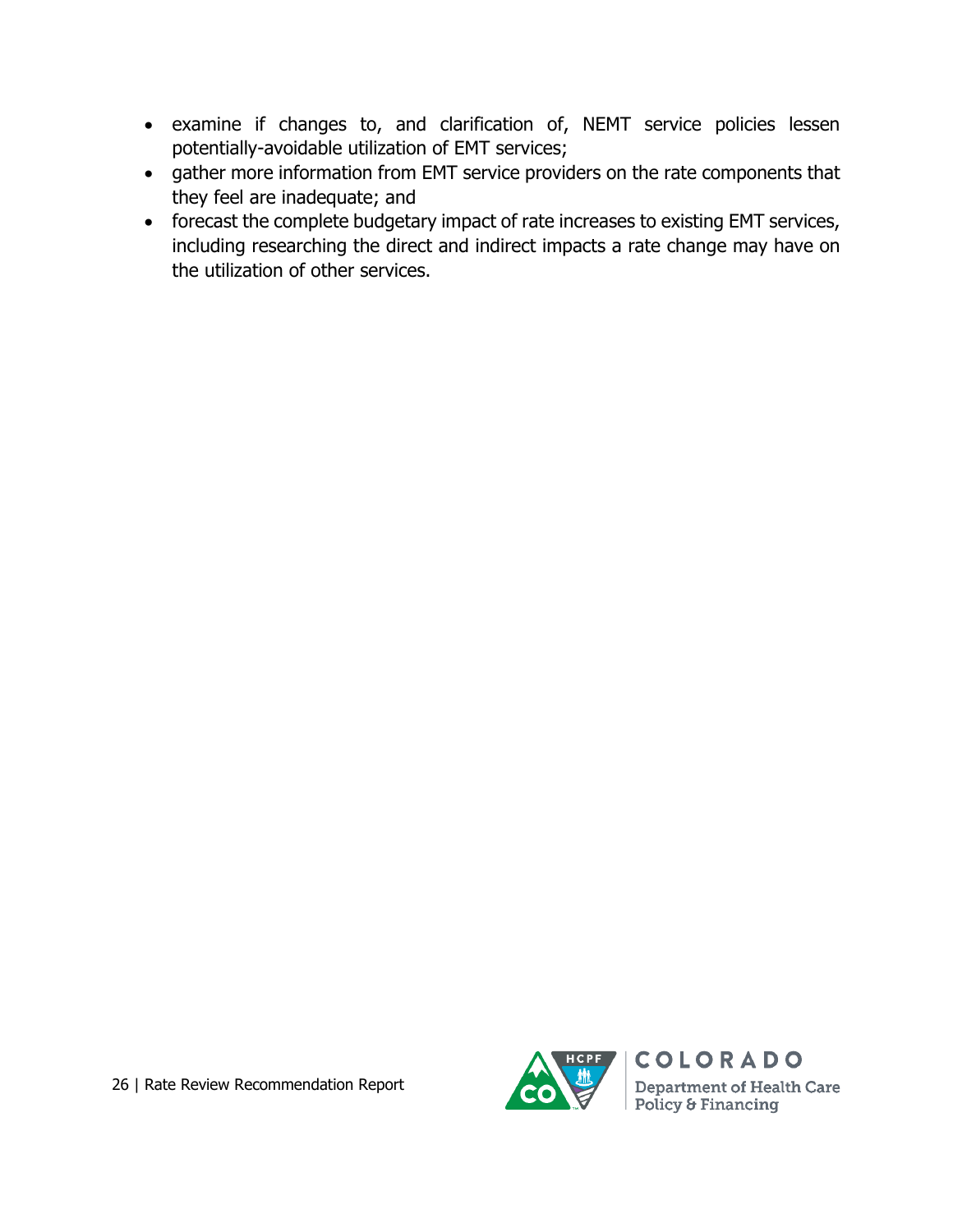- examine if changes to, and clarification of, NEMT service policies lessen potentially-avoidable utilization of EMT services;
- gather more information from EMT service providers on the rate components that they feel are inadequate; and
- forecast the complete budgetary impact of rate increases to existing EMT services, including researching the direct and indirect impacts a rate change may have on the utilization of other services.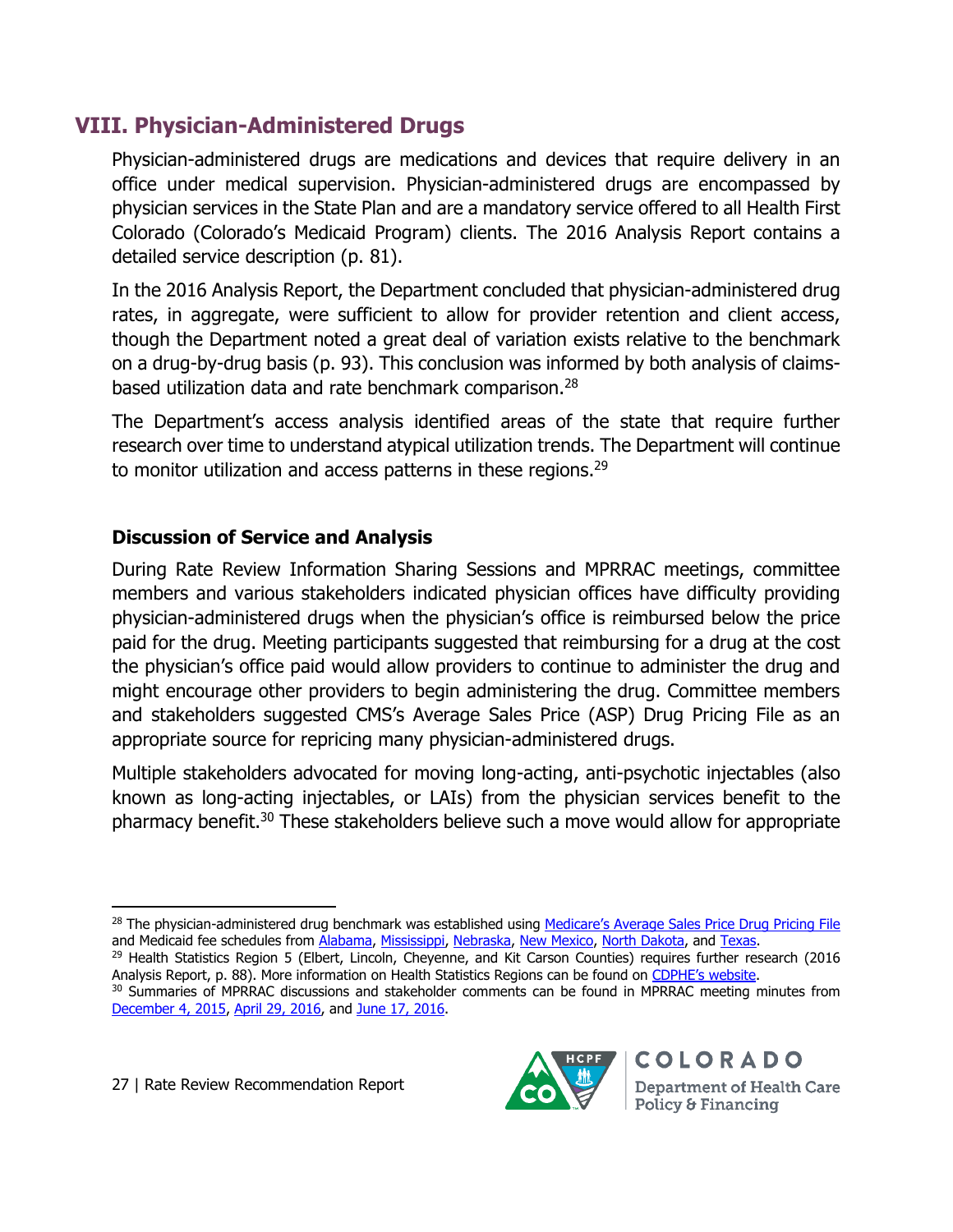## VIII. Physician-Administered Drugs

Physician-administered drugs are medications and devices that require delivery in an office under medical supervision. Physician-administered drugs are encompassed by physician services in the State Plan and are a mandatory service offered to all Health First Colorado (Colorado's Medicaid Program) clients. The 2016 Analysis Report contains a detailed service description (p. 81).

In the 2016 Analysis Report, the Department concluded that physician-administered drug rates, in aggregate, were sufficient to allow for provider retention and client access, though the Department noted a great deal of variation exists relative to the benchmark on a drug-by-drug basis (p. 93). This conclusion was informed by both analysis of claims-based utilization data and rate benchmark comparison.[28]

The Department's access analysis identified areas of the state that require further research over time to understand atypical utilization trends. The Department will continue to monitor utilization and access patterns in these regions.[29]

### Discussion of Service and Analysis

During Rate Review Information Sharing Sessions and MPRRAC meetings, committee members and various stakeholders indicated physician offices have difficulty providing physician-administered drugs when the physician's office is reimbursed below the price paid for the drug. Meeting participants suggested that reimbursing for a drug at the cost the physician's office paid would allow providers to continue to administer the drug and might encourage other providers to begin administering the drug. Committee members and stakeholders suggested CMS's Average Sales Price (ASP) Drug Pricing File as an appropriate source for repricing many physician-administered drugs.

Multiple stakeholders advocated for moving long-acting, anti-psychotic injectables (also known as long-acting injectables, or LAIs) from the physician services benefit to the pharmacy benefit.[30] These stakeholders believe such a move would allow for appropriate

---

[28] The physician-administered drug benchmark was established using Medicare's Average Sales Price Drug Pricing File and Medicaid fee schedules from Alabama, Mississippi, Nebraska, New Mexico, North Dakota, and Texas.

[29] Health Statistics Region 5 (Elbert, Lincoln, Cheyenne, and Kit Carson Counties) requires further research (2016 Analysis Report, p. 88). More information on Health Statistics Regions can be found on CDPHE's website.

[30] Summaries of MPRRAC discussions and stakeholder comments can be found in MPRRAC meeting minutes from December 4, 2015, April 29, 2016, and June 17, 2016.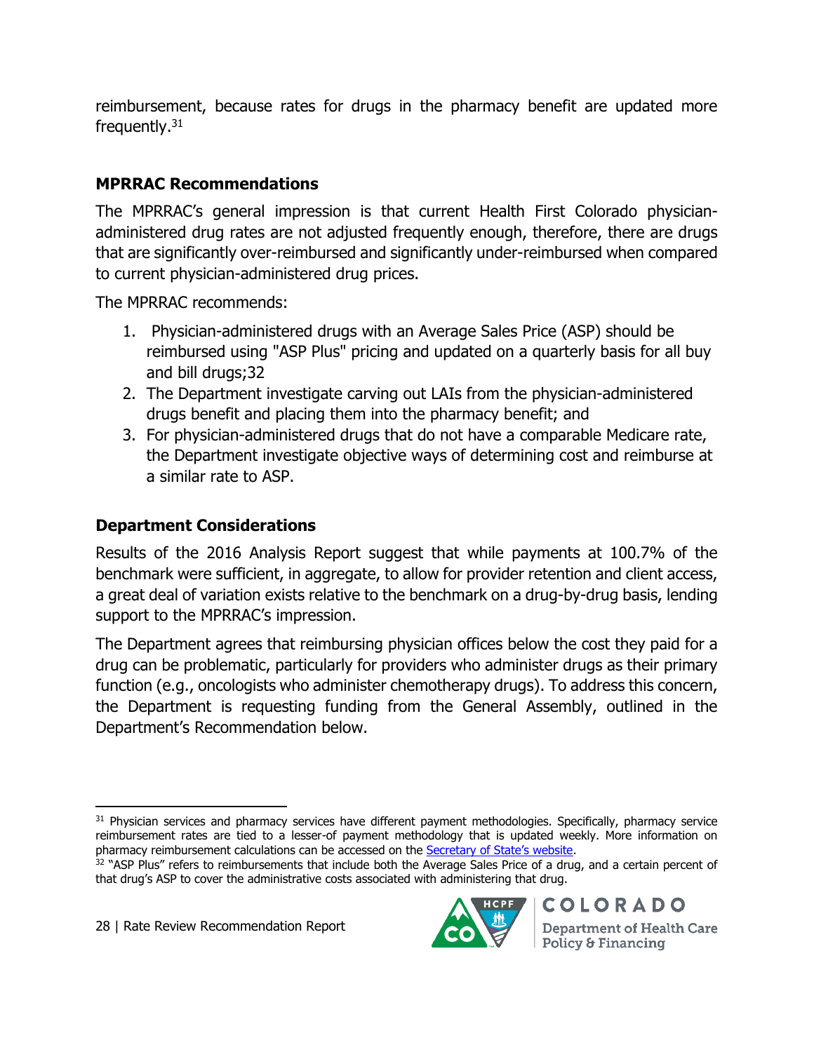reimbursement, because rates for drugs in the pharmacy benefit are updated more frequently.[31]

### MPRRAC Recommendations

The MPRRAC's general impression is that current Health First Colorado physician-administered drug rates are not adjusted frequently enough, therefore, there are drugs that are significantly over-reimbursed and significantly under-reimbursed when compared to current physician-administered drug prices.

The MPRRAC recommends:

1. Physician-administered drugs with an Average Sales Price (ASP) should be reimbursed using "ASP Plus" pricing and updated on a quarterly basis for all buy and bill drugs;32
2. The Department investigate carving out LAIs from the physician-administered drugs benefit and placing them into the pharmacy benefit; and
3. For physician-administered drugs that do not have a comparable Medicare rate, the Department investigate objective ways of determining cost and reimburse at a similar rate to ASP.

### Department Considerations

Results of the 2016 Analysis Report suggest that while payments at 100.7% of the benchmark were sufficient, in aggregate, to allow for provider retention and client access, a great deal of variation exists relative to the benchmark on a drug-by-drug basis, lending support to the MPRRAC's impression.

The Department agrees that reimbursing physician offices below the cost they paid for a drug can be problematic, particularly for providers who administer drugs as their primary function (e.g., oncologists who administer chemotherapy drugs). To address this concern, the Department is requesting funding from the General Assembly, outlined in the Department's Recommendation below.

---

[31] Physician services and pharmacy services have different payment methodologies. Specifically, pharmacy service reimbursement rates are tied to a lesser-of payment methodology that is updated weekly. More information on pharmacy reimbursement calculations can be accessed on the Secretary of State's website.

[32] "ASP Plus" refers to reimbursements that include both the Average Sales Price of a drug, and a certain percent of that drug's ASP to cover the administrative costs associated with administering that drug.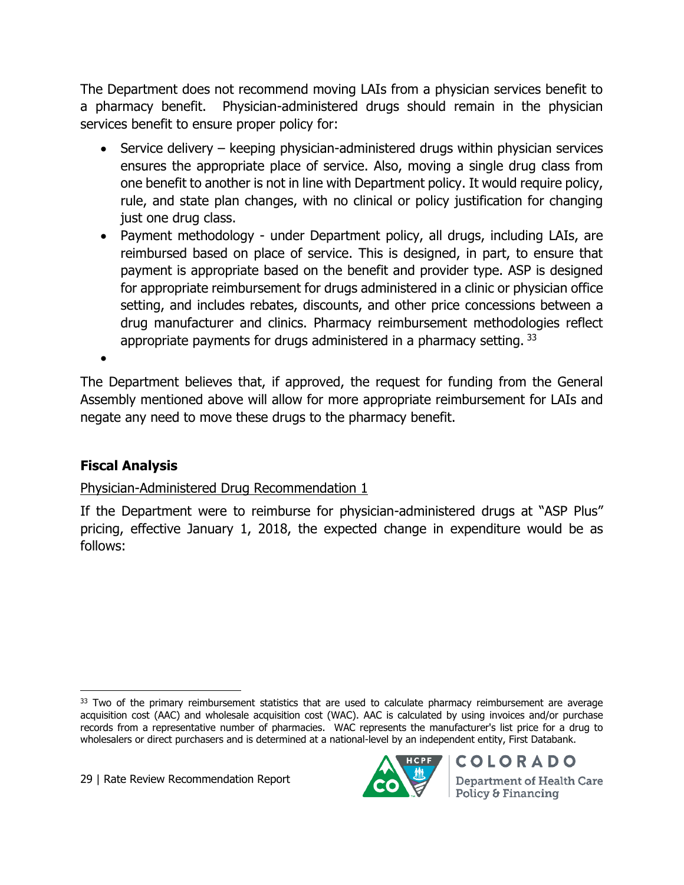The Department does not recommend moving LAIs from a physician services benefit to a pharmacy benefit. Physician-administered drugs should remain in the physician services benefit to ensure proper policy for:

- Service delivery – keeping physician-administered drugs within physician services ensures the appropriate place of service. Also, moving a single drug class from one benefit to another is not in line with Department policy. It would require policy, rule, and state plan changes, with no clinical or policy justification for changing just one drug class.
- Payment methodology - under Department policy, all drugs, including LAIs, are reimbursed based on place of service. This is designed, in part, to ensure that payment is appropriate based on the benefit and provider type. ASP is designed for appropriate reimbursement for drugs administered in a clinic or physician office setting, and includes rebates, discounts, and other price concessions between a drug manufacturer and clinics. Pharmacy reimbursement methodologies reflect appropriate payments for drugs administered in a pharmacy setting. [33]

The Department believes that, if approved, the request for funding from the General Assembly mentioned above will allow for more appropriate reimbursement for LAIs and negate any need to move these drugs to the pharmacy benefit.

## Fiscal Analysis

Physician-Administered Drug Recommendation 1

If the Department were to reimburse for physician-administered drugs at "ASP Plus" pricing, effective January 1, 2018, the expected change in expenditure would be as follows:

[33] Two of the primary reimbursement statistics that are used to calculate pharmacy reimbursement are average acquisition cost (AAC) and wholesale acquisition cost (WAC). AAC is calculated by using invoices and/or purchase records from a representative number of pharmacies. WAC represents the manufacturer's list price for a drug to wholesalers or direct purchasers and is determined at a national-level by an independent entity, First Databank.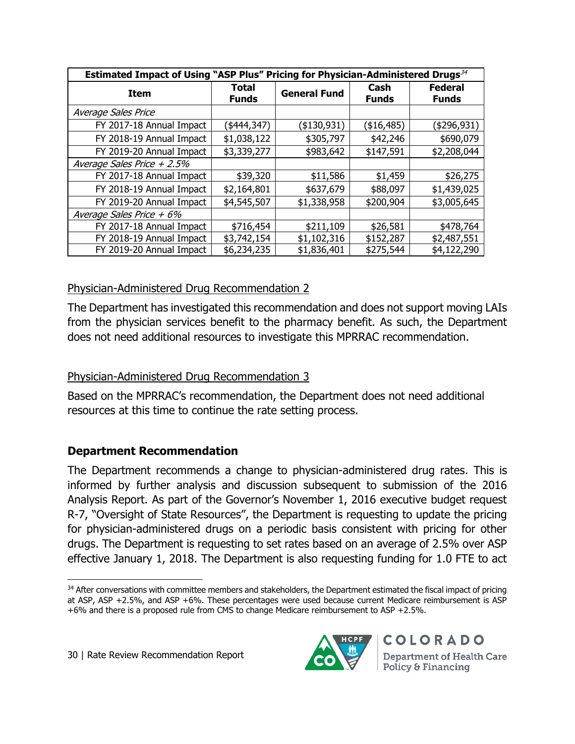| Estimated Impact of Using "ASP Plus" Pricing for Physician-Administered Drugs[34] | | | | |
|---|---|---|---|---|
| **Item** | **Total Funds** | **General Fund** | **Cash Funds** | **Federal Funds** |
| *Average Sales Price* | | | | |
| FY 2017-18 Annual Impact | ($444,347) | ($130,931) | ($16,485) | ($296,931) |
| FY 2018-19 Annual Impact | $1,038,122 | $305,797 | $42,246 | $690,079 |
| FY 2019-20 Annual Impact | $3,339,277 | $983,642 | $147,591 | $2,208,044 |
| *Average Sales Price + 2.5%* | | | | |
| FY 2017-18 Annual Impact | $39,320 | $11,586 | $1,459 | $26,275 |
| FY 2018-19 Annual Impact | $2,164,801 | $637,679 | $88,097 | $1,439,025 |
| FY 2019-20 Annual Impact | $4,545,507 | $1,338,958 | $200,904 | $3,005,645 |
| *Average Sales Price + 6%* | | | | |
| FY 2017-18 Annual Impact | $716,454 | $211,109 | $26,581 | $478,764 |
| FY 2018-19 Annual Impact | $3,742,154 | $1,102,316 | $152,287 | $2,487,551 |
| FY 2019-20 Annual Impact | $6,234,235 | $1,836,401 | $275,544 | $4,122,290 |

<u>Physician-Administered Drug Recommendation 2</u>

The Department has investigated this recommendation and does not support moving LAIs from the physician services benefit to the pharmacy benefit. As such, the Department does not need additional resources to investigate this MPRRAC recommendation.

<u>Physician-Administered Drug Recommendation 3</u>

Based on the MPRRAC's recommendation, the Department does not need additional resources at this time to continue the rate setting process.

### Department Recommendation

The Department recommends a change to physician-administered drug rates. This is informed by further analysis and discussion subsequent to submission of the 2016 Analysis Report. As part of the Governor's November 1, 2016 executive budget request R-7, "Oversight of State Resources", the Department is requesting to update the pricing for physician-administered drugs on a periodic basis consistent with pricing for other drugs. The Department is requesting to set rates based on an average of 2.5% over ASP effective January 1, 2018. The Department is also requesting funding for 1.0 FTE to act

[34] After conversations with committee members and stakeholders, the Department estimated the fiscal impact of pricing at ASP, ASP +2.5%, and ASP +6%. These percentages were used because current Medicare reimbursement is ASP +6% and there is a proposed rule from CMS to change Medicare reimbursement to ASP +2.5%.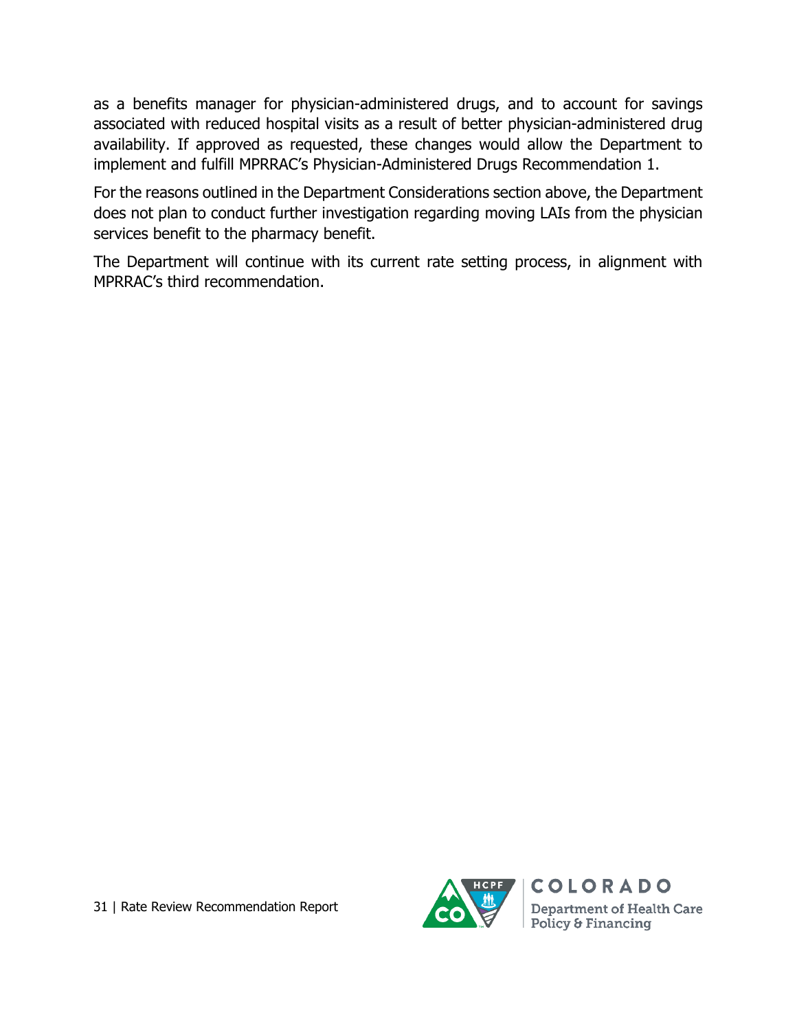as a benefits manager for physician-administered drugs, and to account for savings associated with reduced hospital visits as a result of better physician-administered drug availability. If approved as requested, these changes would allow the Department to implement and fulfill MPRRAC's Physician-Administered Drugs Recommendation 1.

For the reasons outlined in the Department Considerations section above, the Department does not plan to conduct further investigation regarding moving LAIs from the physician services benefit to the pharmacy benefit.

The Department will continue with its current rate setting process, in alignment with MPRRAC's third recommendation.